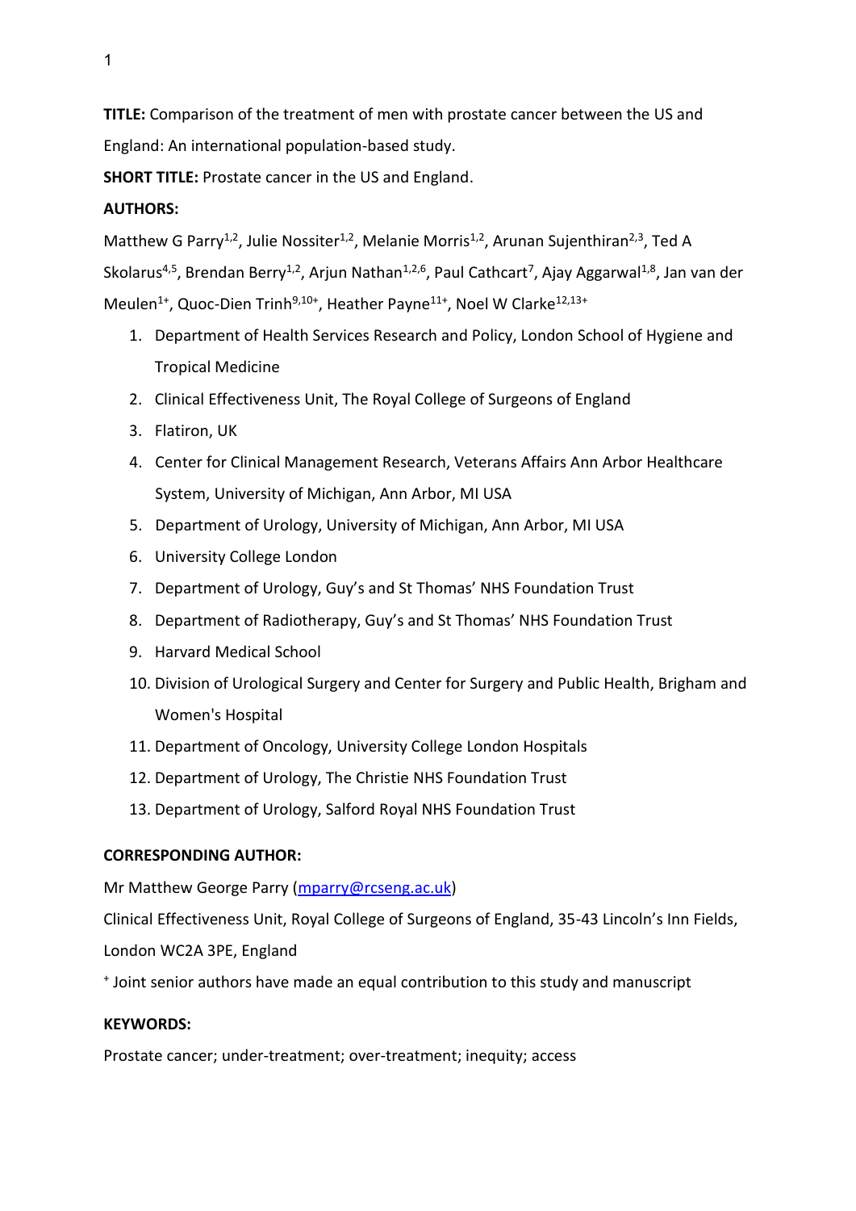**TITLE:** Comparison of the treatment of men with prostate cancer between the US and England: An international population-based study.

**SHORT TITLE:** Prostate cancer in the US and England.

**AUTHORS:**

Matthew G Parry[1,2], Julie Nossiter[1,2], Melanie Morris[1,2], Arunan Sujenthiran[2,3], Ted A Skolarus[4,5], Brendan Berry[1,2], Arjun Nathan[1,2,6], Paul Cathcart[7], Ajay Aggarwal[1,8], Jan van der Meulen[1+], Quoc-Dien Trinh[9,10+], Heather Payne[11+], Noel W Clarke[12,13+]

1. Department of Health Services Research and Policy, London School of Hygiene and Tropical Medicine
2. Clinical Effectiveness Unit, The Royal College of Surgeons of England
3. Flatiron, UK
4. Center for Clinical Management Research, Veterans Affairs Ann Arbor Healthcare System, University of Michigan, Ann Arbor, MI USA
5. Department of Urology, University of Michigan, Ann Arbor, MI USA
6. University College London
7. Department of Urology, Guy's and St Thomas' NHS Foundation Trust
8. Department of Radiotherapy, Guy's and St Thomas' NHS Foundation Trust
9. Harvard Medical School
10. Division of Urological Surgery and Center for Surgery and Public Health, Brigham and Women's Hospital
11. Department of Oncology, University College London Hospitals
12. Department of Urology, The Christie NHS Foundation Trust
13. Department of Urology, Salford Royal NHS Foundation Trust

**CORRESPONDING AUTHOR:**

Mr Matthew George Parry (mparry@rcseng.ac.uk)

Clinical Effectiveness Unit, Royal College of Surgeons of England, 35-43 Lincoln's Inn Fields, London WC2A 3PE, England

[+] Joint senior authors have made an equal contribution to this study and manuscript

**KEYWORDS:**

Prostate cancer; under-treatment; over-treatment; inequity; access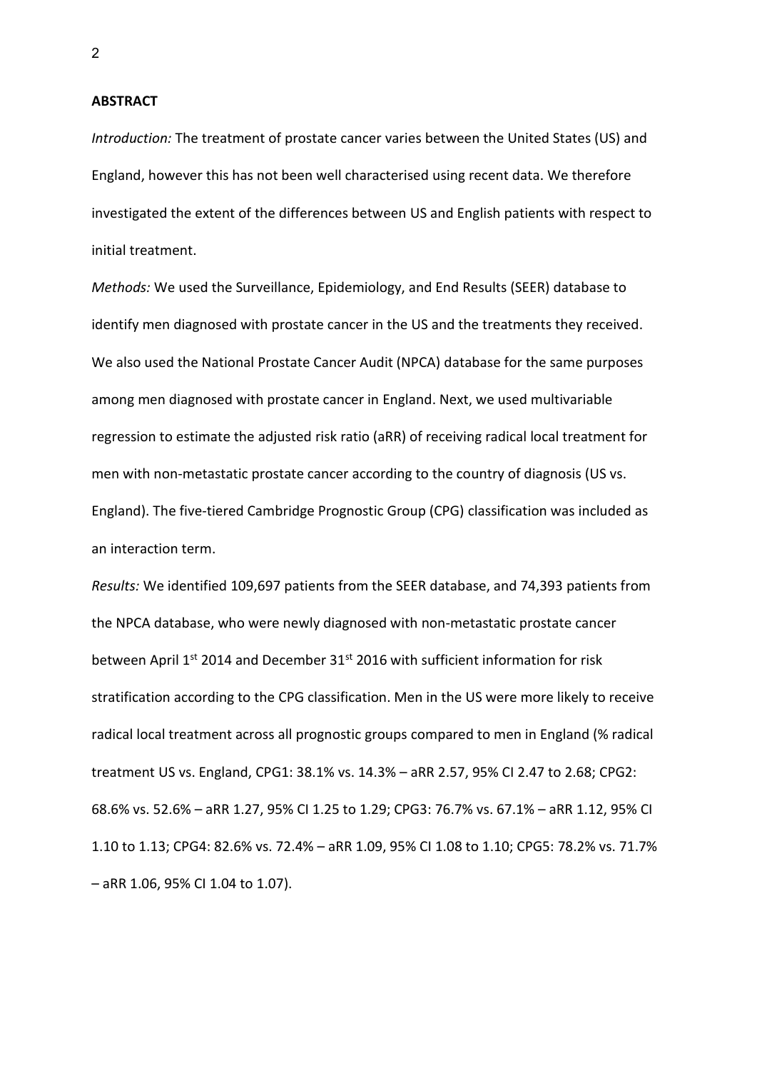**ABSTRACT**

*Introduction:* The treatment of prostate cancer varies between the United States (US) and England, however this has not been well characterised using recent data. We therefore investigated the extent of the differences between US and English patients with respect to initial treatment.

*Methods:* We used the Surveillance, Epidemiology, and End Results (SEER) database to identify men diagnosed with prostate cancer in the US and the treatments they received. We also used the National Prostate Cancer Audit (NPCA) database for the same purposes among men diagnosed with prostate cancer in England. Next, we used multivariable regression to estimate the adjusted risk ratio (aRR) of receiving radical local treatment for men with non-metastatic prostate cancer according to the country of diagnosis (US vs. England). The five-tiered Cambridge Prognostic Group (CPG) classification was included as an interaction term.

*Results:* We identified 109,697 patients from the SEER database, and 74,393 patients from the NPCA database, who were newly diagnosed with non-metastatic prostate cancer between April 1st 2014 and December 31st 2016 with sufficient information for risk stratification according to the CPG classification. Men in the US were more likely to receive radical local treatment across all prognostic groups compared to men in England (% radical treatment US vs. England, CPG1: 38.1% vs. 14.3% – aRR 2.57, 95% CI 2.47 to 2.68; CPG2: 68.6% vs. 52.6% – aRR 1.27, 95% CI 1.25 to 1.29; CPG3: 76.7% vs. 67.1% – aRR 1.12, 95% CI 1.10 to 1.13; CPG4: 82.6% vs. 72.4% – aRR 1.09, 95% CI 1.08 to 1.10; CPG5: 78.2% vs. 71.7% – aRR 1.06, 95% CI 1.04 to 1.07).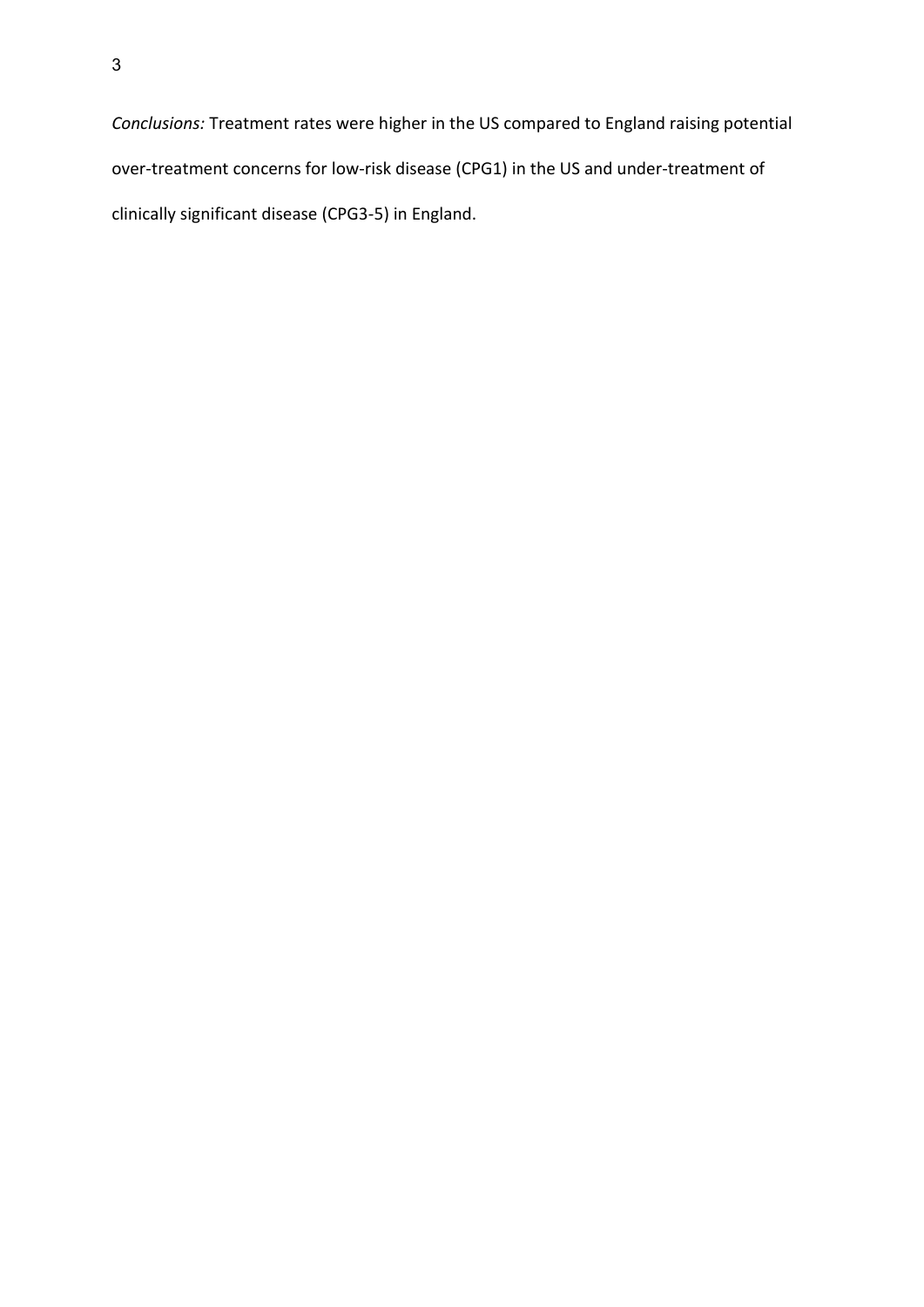*Conclusions:* Treatment rates were higher in the US compared to England raising potential over-treatment concerns for low-risk disease (CPG1) in the US and under-treatment of clinically significant disease (CPG3-5) in England.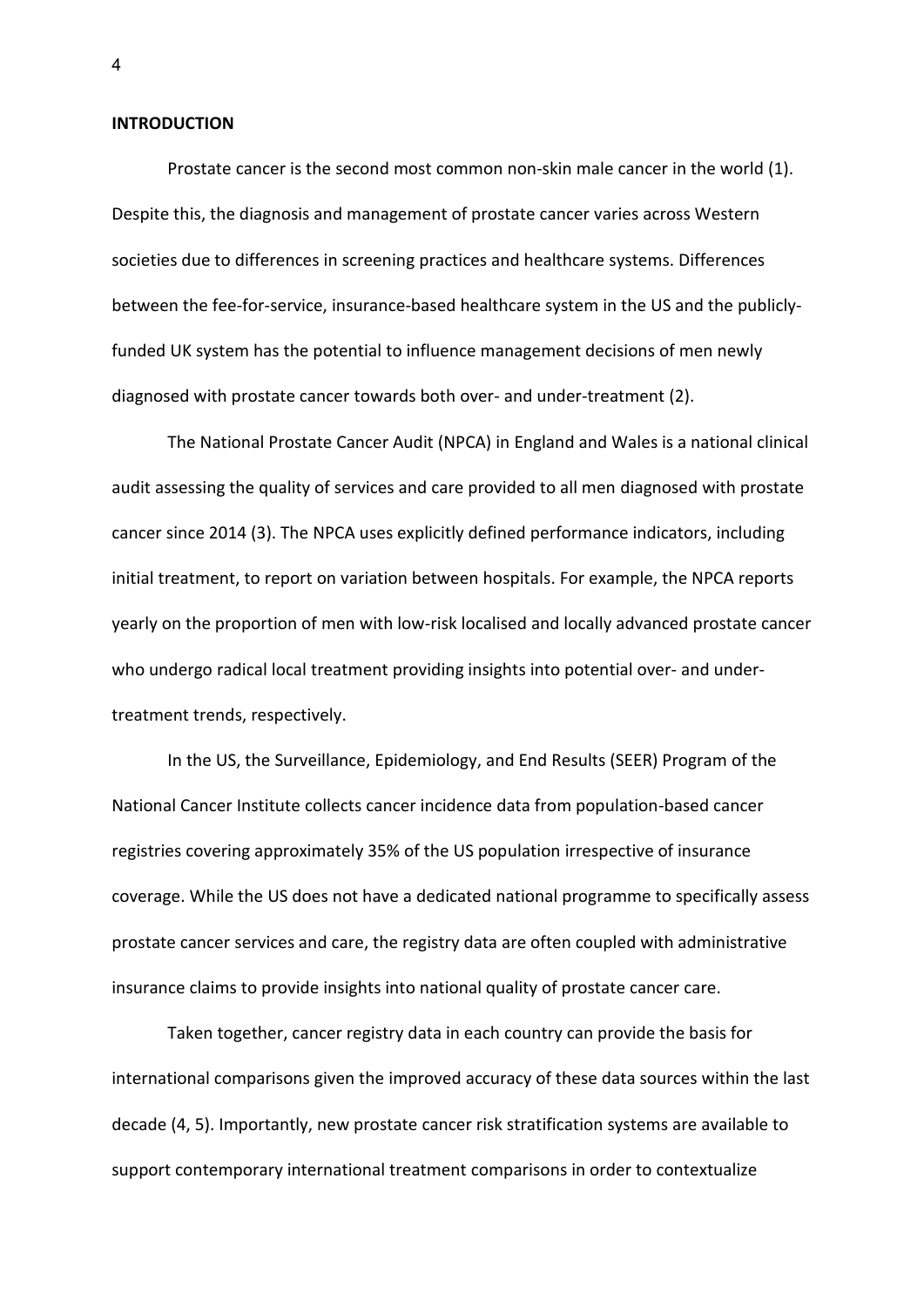## INTRODUCTION

Prostate cancer is the second most common non-skin male cancer in the world (1). Despite this, the diagnosis and management of prostate cancer varies across Western societies due to differences in screening practices and healthcare systems. Differences between the fee-for-service, insurance-based healthcare system in the US and the publicly-funded UK system has the potential to influence management decisions of men newly diagnosed with prostate cancer towards both over- and under-treatment (2).

The National Prostate Cancer Audit (NPCA) in England and Wales is a national clinical audit assessing the quality of services and care provided to all men diagnosed with prostate cancer since 2014 (3). The NPCA uses explicitly defined performance indicators, including initial treatment, to report on variation between hospitals. For example, the NPCA reports yearly on the proportion of men with low-risk localised and locally advanced prostate cancer who undergo radical local treatment providing insights into potential over- and under-treatment trends, respectively.

In the US, the Surveillance, Epidemiology, and End Results (SEER) Program of the National Cancer Institute collects cancer incidence data from population-based cancer registries covering approximately 35% of the US population irrespective of insurance coverage. While the US does not have a dedicated national programme to specifically assess prostate cancer services and care, the registry data are often coupled with administrative insurance claims to provide insights into national quality of prostate cancer care.

Taken together, cancer registry data in each country can provide the basis for international comparisons given the improved accuracy of these data sources within the last decade (4, 5). Importantly, new prostate cancer risk stratification systems are available to support contemporary international treatment comparisons in order to contextualize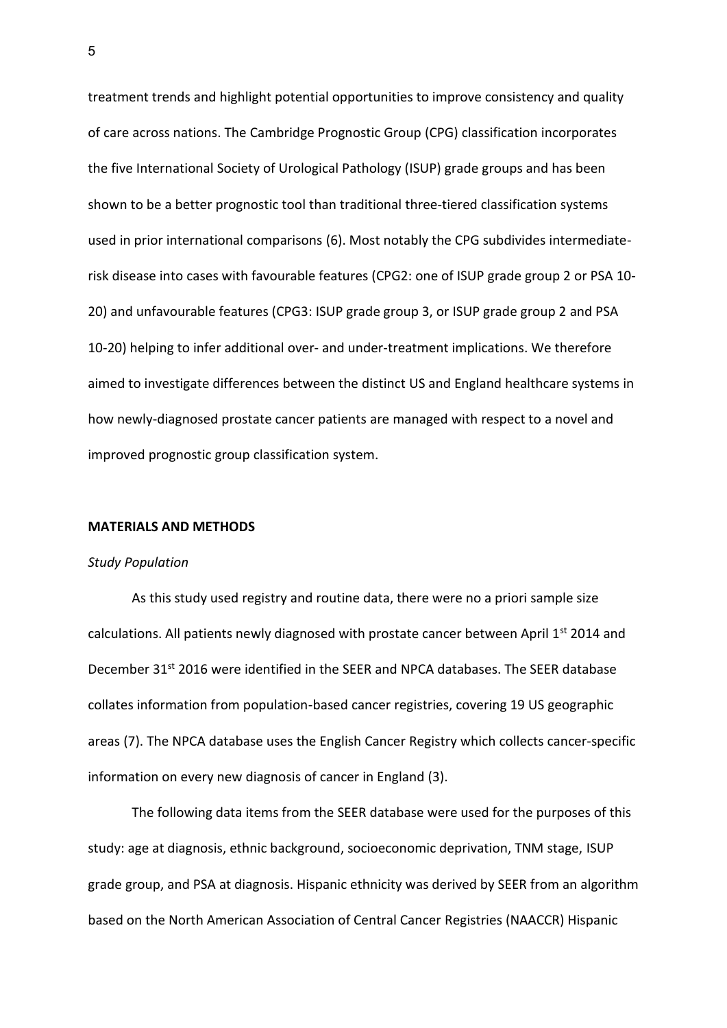treatment trends and highlight potential opportunities to improve consistency and quality of care across nations. The Cambridge Prognostic Group (CPG) classification incorporates the five International Society of Urological Pathology (ISUP) grade groups and has been shown to be a better prognostic tool than traditional three-tiered classification systems used in prior international comparisons (6). Most notably the CPG subdivides intermediate-risk disease into cases with favourable features (CPG2: one of ISUP grade group 2 or PSA 10-20) and unfavourable features (CPG3: ISUP grade group 3, or ISUP grade group 2 and PSA 10-20) helping to infer additional over- and under-treatment implications. We therefore aimed to investigate differences between the distinct US and England healthcare systems in how newly-diagnosed prostate cancer patients are managed with respect to a novel and improved prognostic group classification system.

## MATERIALS AND METHODS

### *Study Population*

As this study used registry and routine data, there were no a priori sample size calculations. All patients newly diagnosed with prostate cancer between April 1st 2014 and December 31st 2016 were identified in the SEER and NPCA databases. The SEER database collates information from population-based cancer registries, covering 19 US geographic areas (7). The NPCA database uses the English Cancer Registry which collects cancer-specific information on every new diagnosis of cancer in England (3).

The following data items from the SEER database were used for the purposes of this study: age at diagnosis, ethnic background, socioeconomic deprivation, TNM stage, ISUP grade group, and PSA at diagnosis. Hispanic ethnicity was derived by SEER from an algorithm based on the North American Association of Central Cancer Registries (NAACCR) Hispanic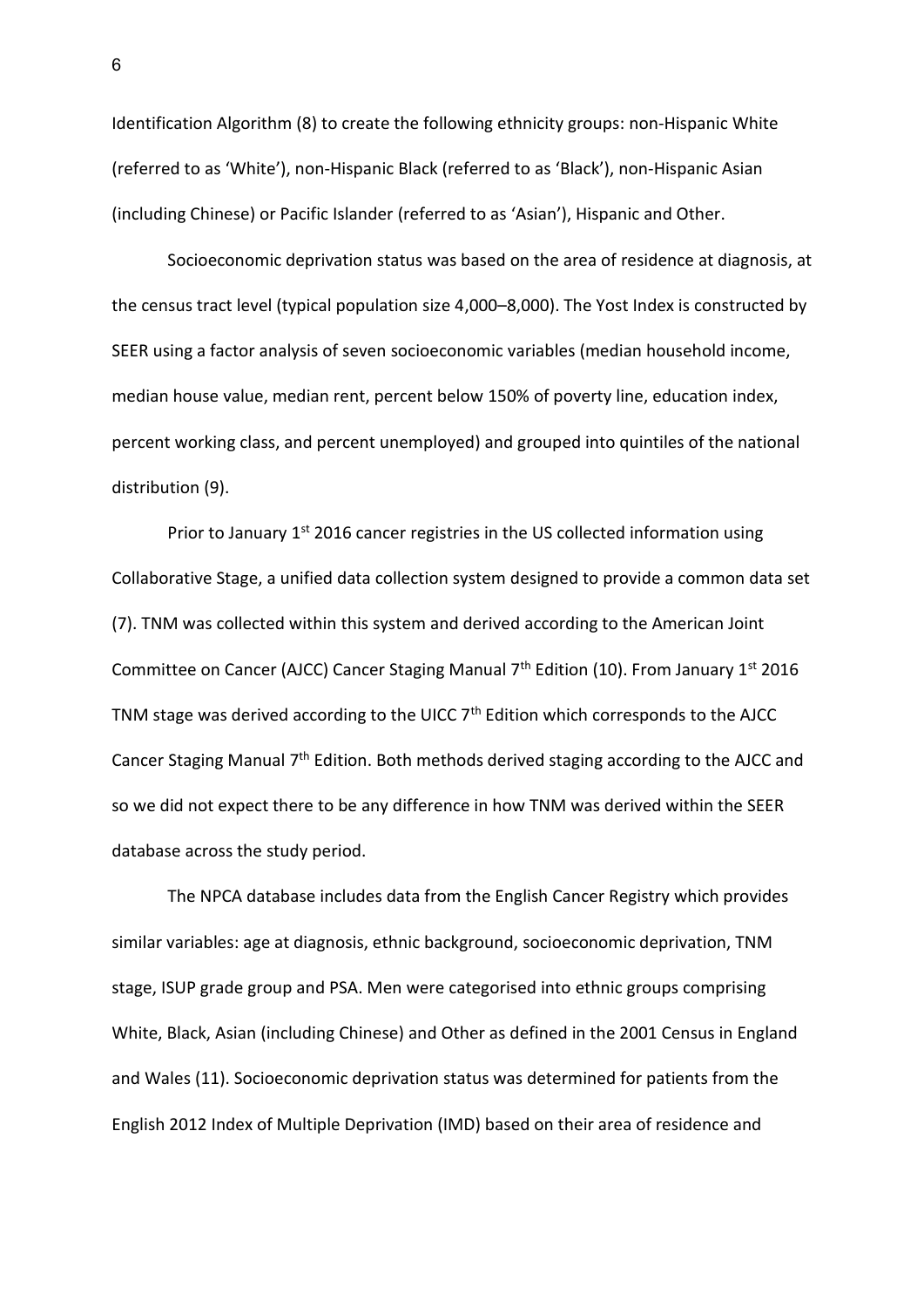Identification Algorithm (8) to create the following ethnicity groups: non-Hispanic White (referred to as 'White'), non-Hispanic Black (referred to as 'Black'), non-Hispanic Asian (including Chinese) or Pacific Islander (referred to as 'Asian'), Hispanic and Other.

Socioeconomic deprivation status was based on the area of residence at diagnosis, at the census tract level (typical population size 4,000–8,000). The Yost Index is constructed by SEER using a factor analysis of seven socioeconomic variables (median household income, median house value, median rent, percent below 150% of poverty line, education index, percent working class, and percent unemployed) and grouped into quintiles of the national distribution (9).

Prior to January 1st 2016 cancer registries in the US collected information using Collaborative Stage, a unified data collection system designed to provide a common data set (7). TNM was collected within this system and derived according to the American Joint Committee on Cancer (AJCC) Cancer Staging Manual 7th Edition (10). From January 1st 2016 TNM stage was derived according to the UICC 7th Edition which corresponds to the AJCC Cancer Staging Manual 7th Edition. Both methods derived staging according to the AJCC and so we did not expect there to be any difference in how TNM was derived within the SEER database across the study period.

The NPCA database includes data from the English Cancer Registry which provides similar variables: age at diagnosis, ethnic background, socioeconomic deprivation, TNM stage, ISUP grade group and PSA. Men were categorised into ethnic groups comprising White, Black, Asian (including Chinese) and Other as defined in the 2001 Census in England and Wales (11). Socioeconomic deprivation status was determined for patients from the English 2012 Index of Multiple Deprivation (IMD) based on their area of residence and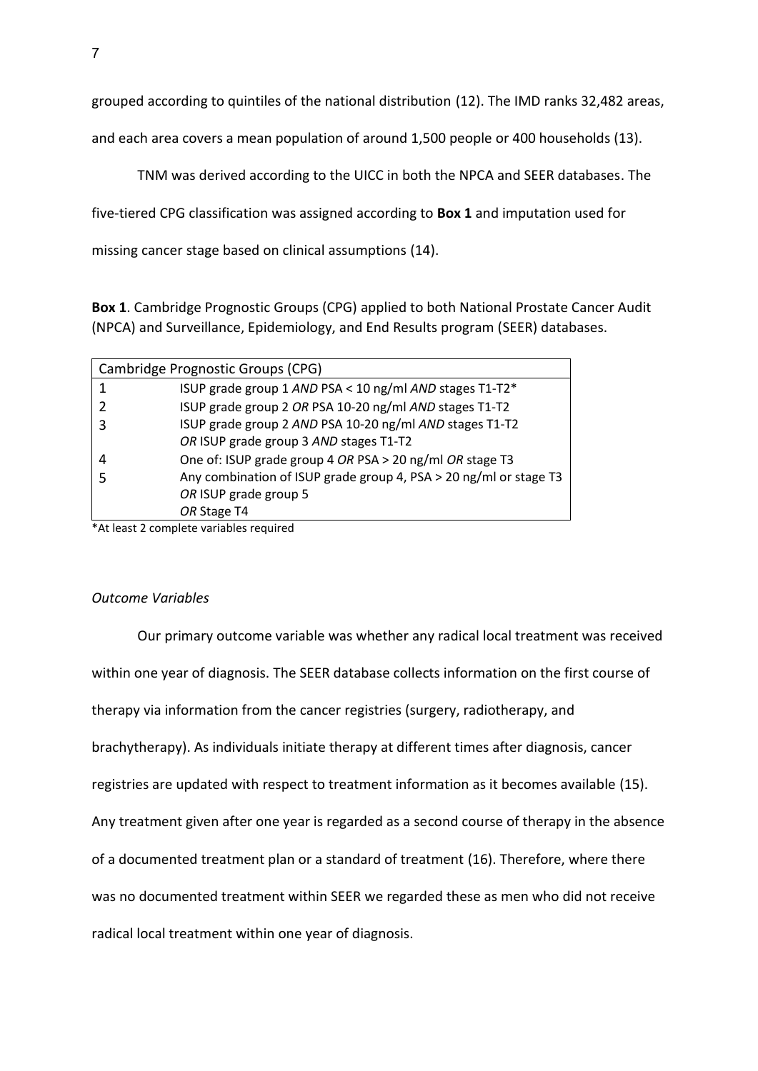grouped according to quintiles of the national distribution (12). The IMD ranks 32,482 areas, and each area covers a mean population of around 1,500 people or 400 households (13).

TNM was derived according to the UICC in both the NPCA and SEER databases. The five-tiered CPG classification was assigned according to **Box 1** and imputation used for missing cancer stage based on clinical assumptions (14).

**Box 1**. Cambridge Prognostic Groups (CPG) applied to both National Prostate Cancer Audit (NPCA) and Surveillance, Epidemiology, and End Results program (SEER) databases.

| Cambridge Prognostic Groups (CPG) | |
|---|---|
| 1 | ISUP grade group 1 *AND* PSA < 10 ng/ml *AND* stages T1-T2* |
| 2 | ISUP grade group 2 *OR* PSA 10-20 ng/ml *AND* stages T1-T2 |
| 3 | ISUP grade group 2 *AND* PSA 10-20 ng/ml *AND* stages T1-T2 *OR* ISUP grade group 3 *AND* stages T1-T2 |
| 4 | One of: ISUP grade group 4 *OR* PSA > 20 ng/ml *OR* stage T3 |
| 5 | Any combination of ISUP grade group 4, PSA > 20 ng/ml or stage T3 *OR* ISUP grade group 5 *OR* Stage T4 |

*At least 2 complete variables required

*Outcome Variables*

Our primary outcome variable was whether any radical local treatment was received within one year of diagnosis. The SEER database collects information on the first course of therapy via information from the cancer registries (surgery, radiotherapy, and brachytherapy). As individuals initiate therapy at different times after diagnosis, cancer registries are updated with respect to treatment information as it becomes available (15). Any treatment given after one year is regarded as a second course of therapy in the absence of a documented treatment plan or a standard of treatment (16). Therefore, where there was no documented treatment within SEER we regarded these as men who did not receive radical local treatment within one year of diagnosis.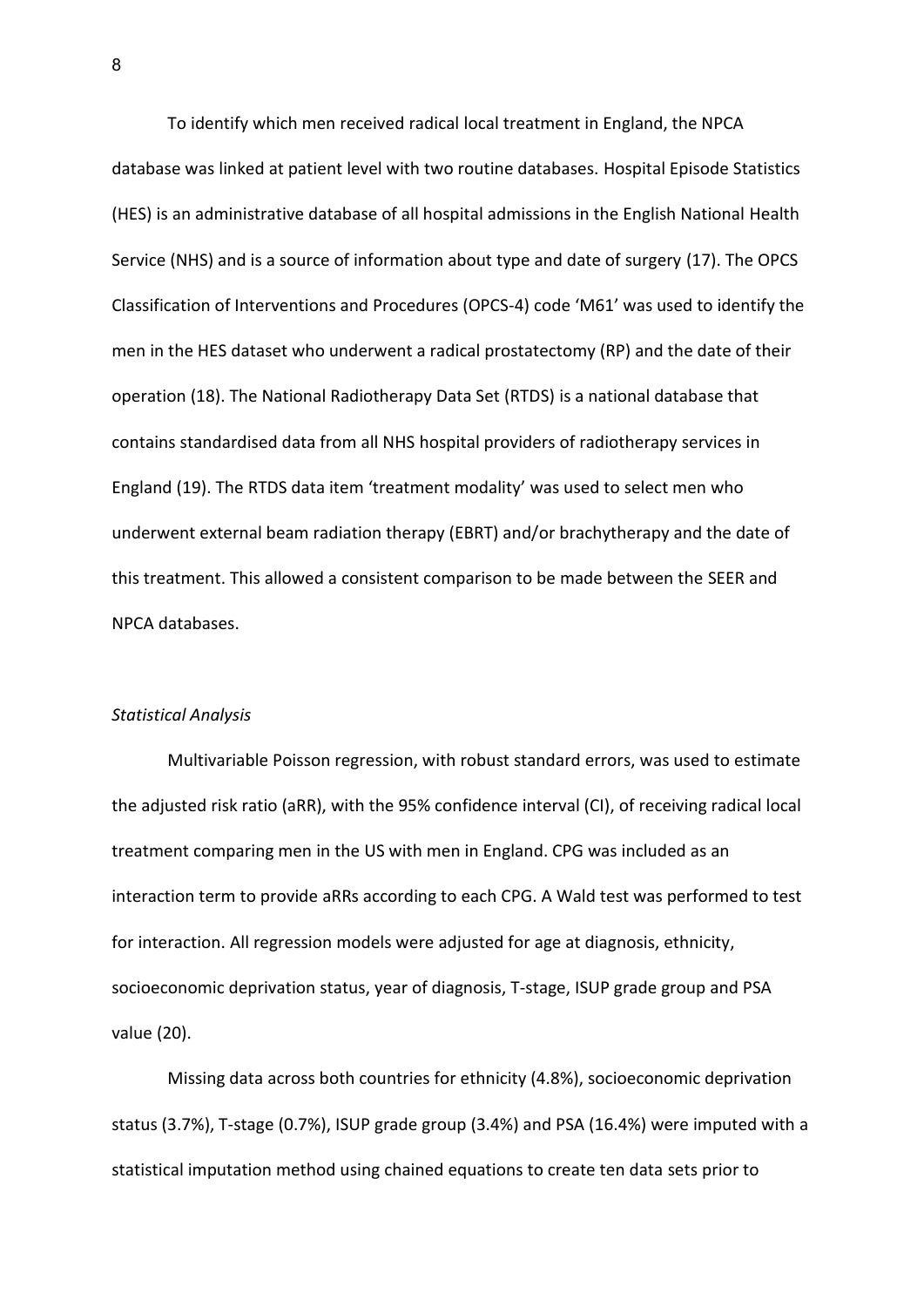To identify which men received radical local treatment in England, the NPCA database was linked at patient level with two routine databases. Hospital Episode Statistics (HES) is an administrative database of all hospital admissions in the English National Health Service (NHS) and is a source of information about type and date of surgery (17). The OPCS Classification of Interventions and Procedures (OPCS-4) code 'M61' was used to identify the men in the HES dataset who underwent a radical prostatectomy (RP) and the date of their operation (18). The National Radiotherapy Data Set (RTDS) is a national database that contains standardised data from all NHS hospital providers of radiotherapy services in England (19). The RTDS data item 'treatment modality' was used to select men who underwent external beam radiation therapy (EBRT) and/or brachytherapy and the date of this treatment. This allowed a consistent comparison to be made between the SEER and NPCA databases.

*Statistical Analysis*

Multivariable Poisson regression, with robust standard errors, was used to estimate the adjusted risk ratio (aRR), with the 95% confidence interval (CI), of receiving radical local treatment comparing men in the US with men in England. CPG was included as an interaction term to provide aRRs according to each CPG. A Wald test was performed to test for interaction. All regression models were adjusted for age at diagnosis, ethnicity, socioeconomic deprivation status, year of diagnosis, T-stage, ISUP grade group and PSA value (20).

Missing data across both countries for ethnicity (4.8%), socioeconomic deprivation status (3.7%), T-stage (0.7%), ISUP grade group (3.4%) and PSA (16.4%) were imputed with a statistical imputation method using chained equations to create ten data sets prior to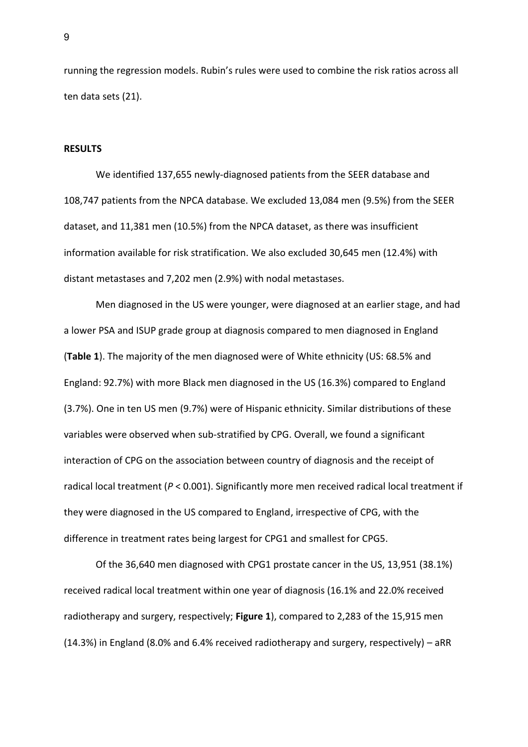running the regression models. Rubin's rules were used to combine the risk ratios across all ten data sets (21).

## RESULTS

We identified 137,655 newly-diagnosed patients from the SEER database and 108,747 patients from the NPCA database. We excluded 13,084 men (9.5%) from the SEER dataset, and 11,381 men (10.5%) from the NPCA dataset, as there was insufficient information available for risk stratification. We also excluded 30,645 men (12.4%) with distant metastases and 7,202 men (2.9%) with nodal metastases.

Men diagnosed in the US were younger, were diagnosed at an earlier stage, and had a lower PSA and ISUP grade group at diagnosis compared to men diagnosed in England (**Table 1**). The majority of the men diagnosed were of White ethnicity (US: 68.5% and England: 92.7%) with more Black men diagnosed in the US (16.3%) compared to England (3.7%). One in ten US men (9.7%) were of Hispanic ethnicity. Similar distributions of these variables were observed when sub-stratified by CPG. Overall, we found a significant interaction of CPG on the association between country of diagnosis and the receipt of radical local treatment ($P < 0.001$). Significantly more men received radical local treatment if they were diagnosed in the US compared to England, irrespective of CPG, with the difference in treatment rates being largest for CPG1 and smallest for CPG5.

Of the 36,640 men diagnosed with CPG1 prostate cancer in the US, 13,951 (38.1%) received radical local treatment within one year of diagnosis (16.1% and 22.0% received radiotherapy and surgery, respectively; **Figure 1**), compared to 2,283 of the 15,915 men (14.3%) in England (8.0% and 6.4% received radiotherapy and surgery, respectively) – aRR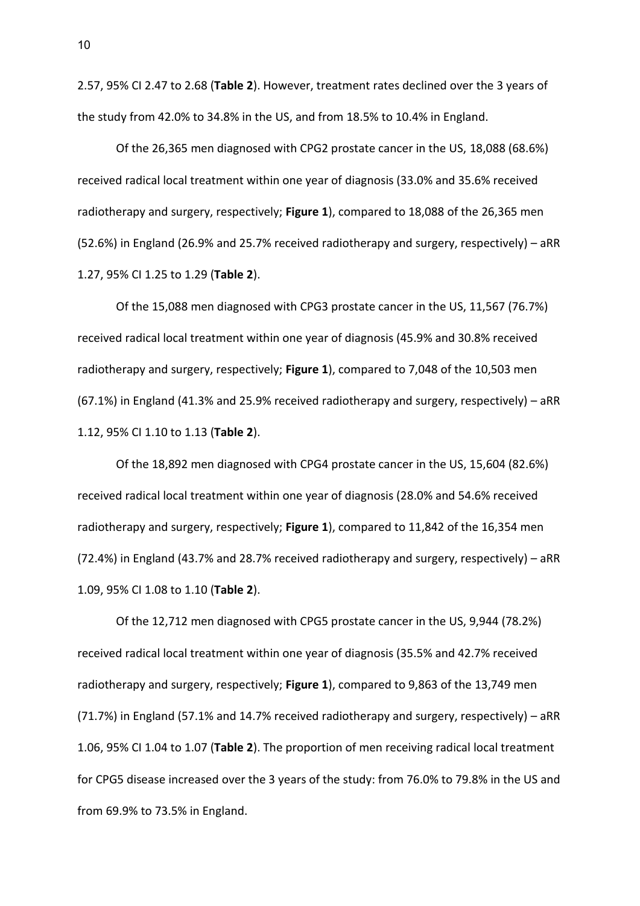2.57, 95% CI 2.47 to 2.68 (**Table 2**). However, treatment rates declined over the 3 years of the study from 42.0% to 34.8% in the US, and from 18.5% to 10.4% in England.

Of the 26,365 men diagnosed with CPG2 prostate cancer in the US, 18,088 (68.6%) received radical local treatment within one year of diagnosis (33.0% and 35.6% received radiotherapy and surgery, respectively; **Figure 1**), compared to 18,088 of the 26,365 men (52.6%) in England (26.9% and 25.7% received radiotherapy and surgery, respectively) – aRR 1.27, 95% CI 1.25 to 1.29 (**Table 2**).

Of the 15,088 men diagnosed with CPG3 prostate cancer in the US, 11,567 (76.7%) received radical local treatment within one year of diagnosis (45.9% and 30.8% received radiotherapy and surgery, respectively; **Figure 1**), compared to 7,048 of the 10,503 men (67.1%) in England (41.3% and 25.9% received radiotherapy and surgery, respectively) – aRR 1.12, 95% CI 1.10 to 1.13 (**Table 2**).

Of the 18,892 men diagnosed with CPG4 prostate cancer in the US, 15,604 (82.6%) received radical local treatment within one year of diagnosis (28.0% and 54.6% received radiotherapy and surgery, respectively; **Figure 1**), compared to 11,842 of the 16,354 men (72.4%) in England (43.7% and 28.7% received radiotherapy and surgery, respectively) – aRR 1.09, 95% CI 1.08 to 1.10 (**Table 2**).

Of the 12,712 men diagnosed with CPG5 prostate cancer in the US, 9,944 (78.2%) received radical local treatment within one year of diagnosis (35.5% and 42.7% received radiotherapy and surgery, respectively; **Figure 1**), compared to 9,863 of the 13,749 men (71.7%) in England (57.1% and 14.7% received radiotherapy and surgery, respectively) – aRR 1.06, 95% CI 1.04 to 1.07 (**Table 2**). The proportion of men receiving radical local treatment for CPG5 disease increased over the 3 years of the study: from 76.0% to 79.8% in the US and from 69.9% to 73.5% in England.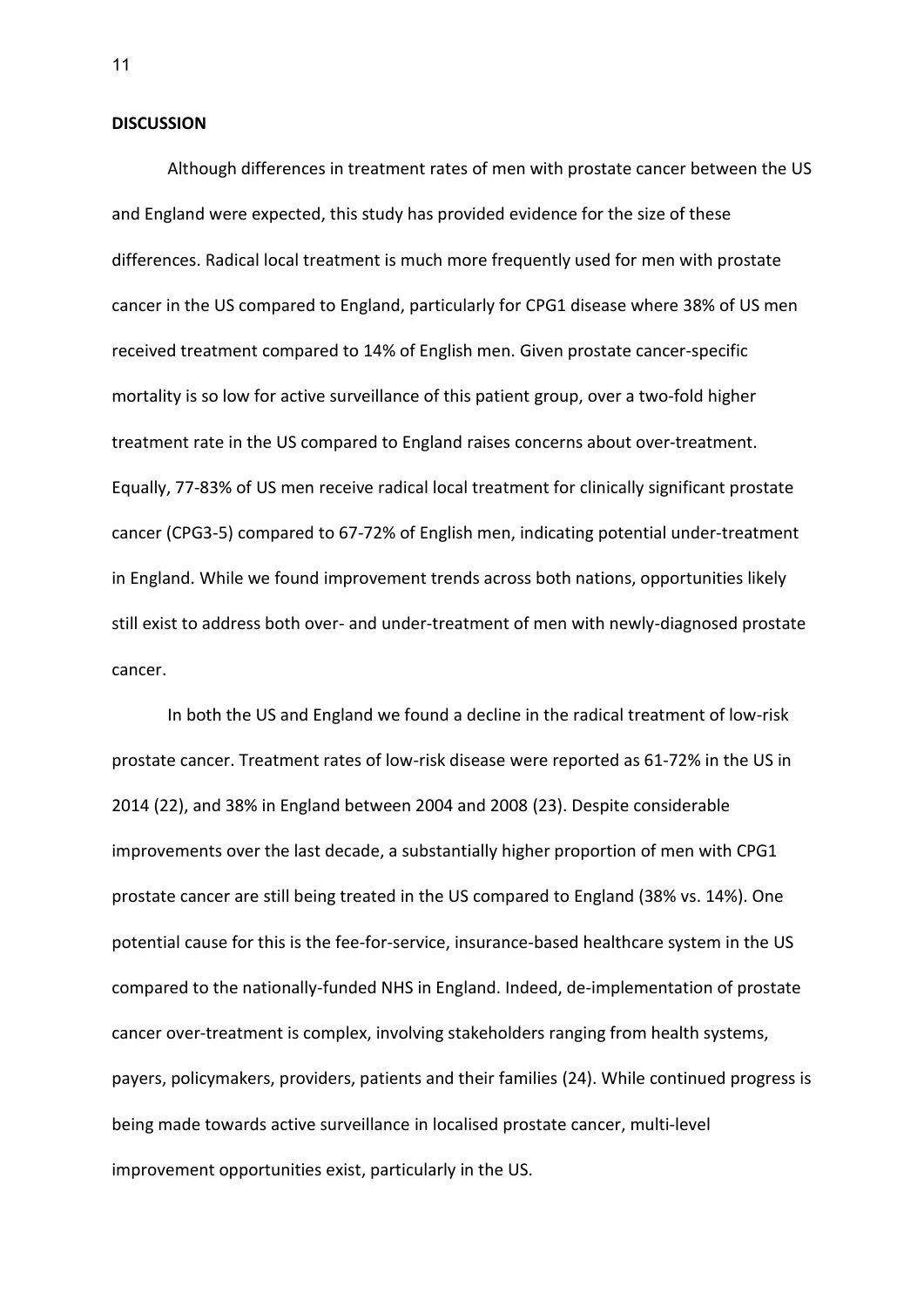## DISCUSSION

Although differences in treatment rates of men with prostate cancer between the US and England were expected, this study has provided evidence for the size of these differences. Radical local treatment is much more frequently used for men with prostate cancer in the US compared to England, particularly for CPG1 disease where 38% of US men received treatment compared to 14% of English men. Given prostate cancer-specific mortality is so low for active surveillance of this patient group, over a two-fold higher treatment rate in the US compared to England raises concerns about over-treatment. Equally, 77-83% of US men receive radical local treatment for clinically significant prostate cancer (CPG3-5) compared to 67-72% of English men, indicating potential under-treatment in England. While we found improvement trends across both nations, opportunities likely still exist to address both over- and under-treatment of men with newly-diagnosed prostate cancer.

In both the US and England we found a decline in the radical treatment of low-risk prostate cancer. Treatment rates of low-risk disease were reported as 61-72% in the US in 2014 (22), and 38% in England between 2004 and 2008 (23). Despite considerable improvements over the last decade, a substantially higher proportion of men with CPG1 prostate cancer are still being treated in the US compared to England (38% vs. 14%). One potential cause for this is the fee-for-service, insurance-based healthcare system in the US compared to the nationally-funded NHS in England. Indeed, de-implementation of prostate cancer over-treatment is complex, involving stakeholders ranging from health systems, payers, policymakers, providers, patients and their families (24). While continued progress is being made towards active surveillance in localised prostate cancer, multi-level improvement opportunities exist, particularly in the US.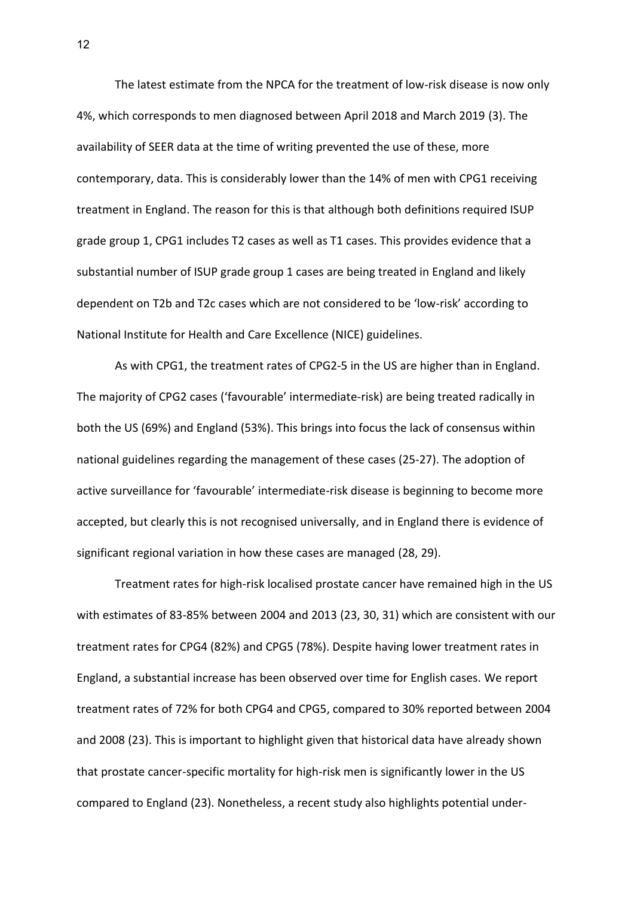The latest estimate from the NPCA for the treatment of low-risk disease is now only 4%, which corresponds to men diagnosed between April 2018 and March 2019 (3). The availability of SEER data at the time of writing prevented the use of these, more contemporary, data. This is considerably lower than the 14% of men with CPG1 receiving treatment in England. The reason for this is that although both definitions required ISUP grade group 1, CPG1 includes T2 cases as well as T1 cases. This provides evidence that a substantial number of ISUP grade group 1 cases are being treated in England and likely dependent on T2b and T2c cases which are not considered to be 'low-risk' according to National Institute for Health and Care Excellence (NICE) guidelines.

As with CPG1, the treatment rates of CPG2-5 in the US are higher than in England. The majority of CPG2 cases ('favourable' intermediate-risk) are being treated radically in both the US (69%) and England (53%). This brings into focus the lack of consensus within national guidelines regarding the management of these cases (25-27). The adoption of active surveillance for 'favourable' intermediate-risk disease is beginning to become more accepted, but clearly this is not recognised universally, and in England there is evidence of significant regional variation in how these cases are managed (28, 29).

Treatment rates for high-risk localised prostate cancer have remained high in the US with estimates of 83-85% between 2004 and 2013 (23, 30, 31) which are consistent with our treatment rates for CPG4 (82%) and CPG5 (78%). Despite having lower treatment rates in England, a substantial increase has been observed over time for English cases. We report treatment rates of 72% for both CPG4 and CPG5, compared to 30% reported between 2004 and 2008 (23). This is important to highlight given that historical data have already shown that prostate cancer-specific mortality for high-risk men is significantly lower in the US compared to England (23). Nonetheless, a recent study also highlights potential under-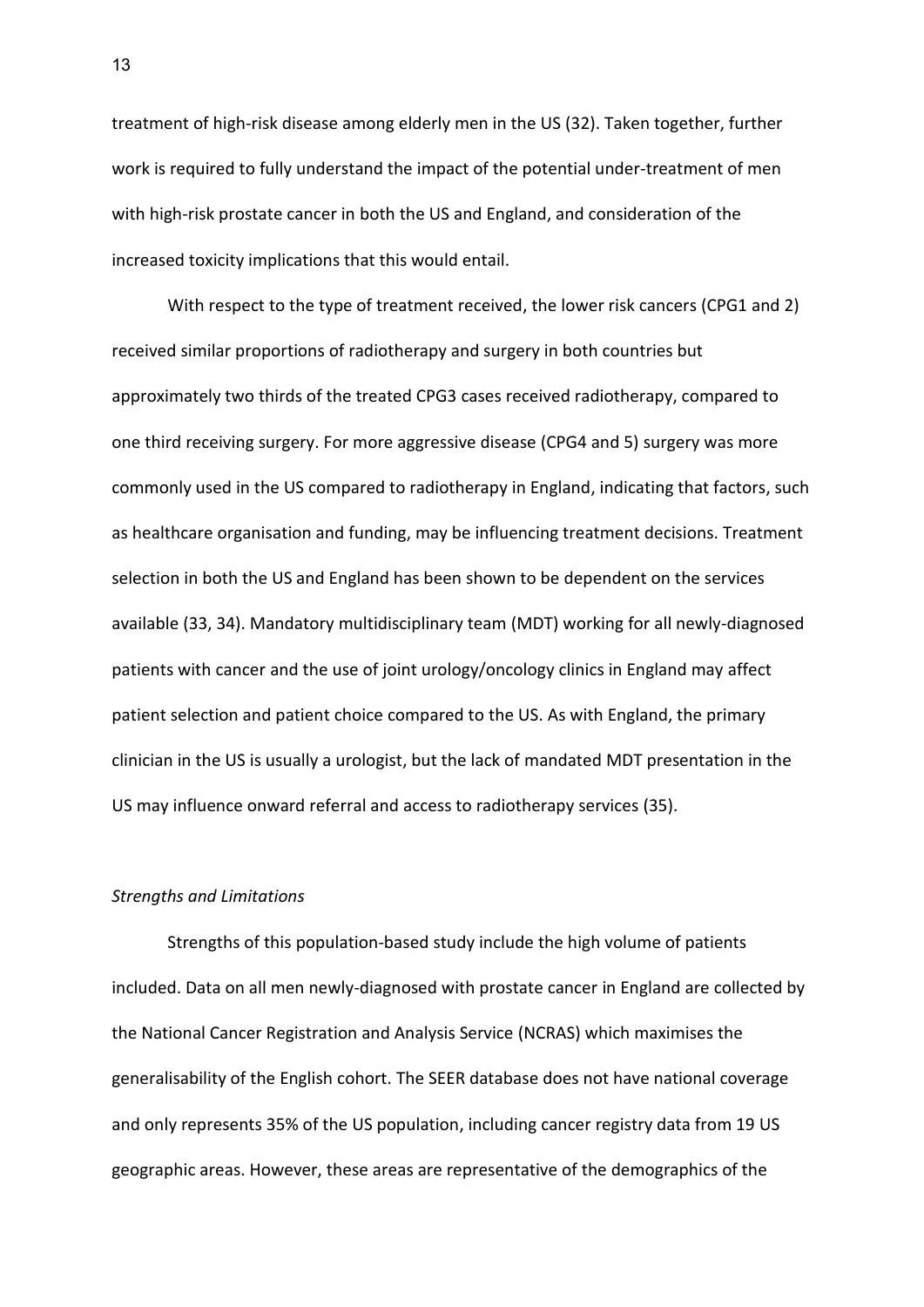treatment of high-risk disease among elderly men in the US (32). Taken together, further work is required to fully understand the impact of the potential under-treatment of men with high-risk prostate cancer in both the US and England, and consideration of the increased toxicity implications that this would entail.

With respect to the type of treatment received, the lower risk cancers (CPG1 and 2) received similar proportions of radiotherapy and surgery in both countries but approximately two thirds of the treated CPG3 cases received radiotherapy, compared to one third receiving surgery. For more aggressive disease (CPG4 and 5) surgery was more commonly used in the US compared to radiotherapy in England, indicating that factors, such as healthcare organisation and funding, may be influencing treatment decisions. Treatment selection in both the US and England has been shown to be dependent on the services available (33, 34). Mandatory multidisciplinary team (MDT) working for all newly-diagnosed patients with cancer and the use of joint urology/oncology clinics in England may affect patient selection and patient choice compared to the US. As with England, the primary clinician in the US is usually a urologist, but the lack of mandated MDT presentation in the US may influence onward referral and access to radiotherapy services (35).

*Strengths and Limitations*

Strengths of this population-based study include the high volume of patients included. Data on all men newly-diagnosed with prostate cancer in England are collected by the National Cancer Registration and Analysis Service (NCRAS) which maximises the generalisability of the English cohort. The SEER database does not have national coverage and only represents 35% of the US population, including cancer registry data from 19 US geographic areas. However, these areas are representative of the demographics of the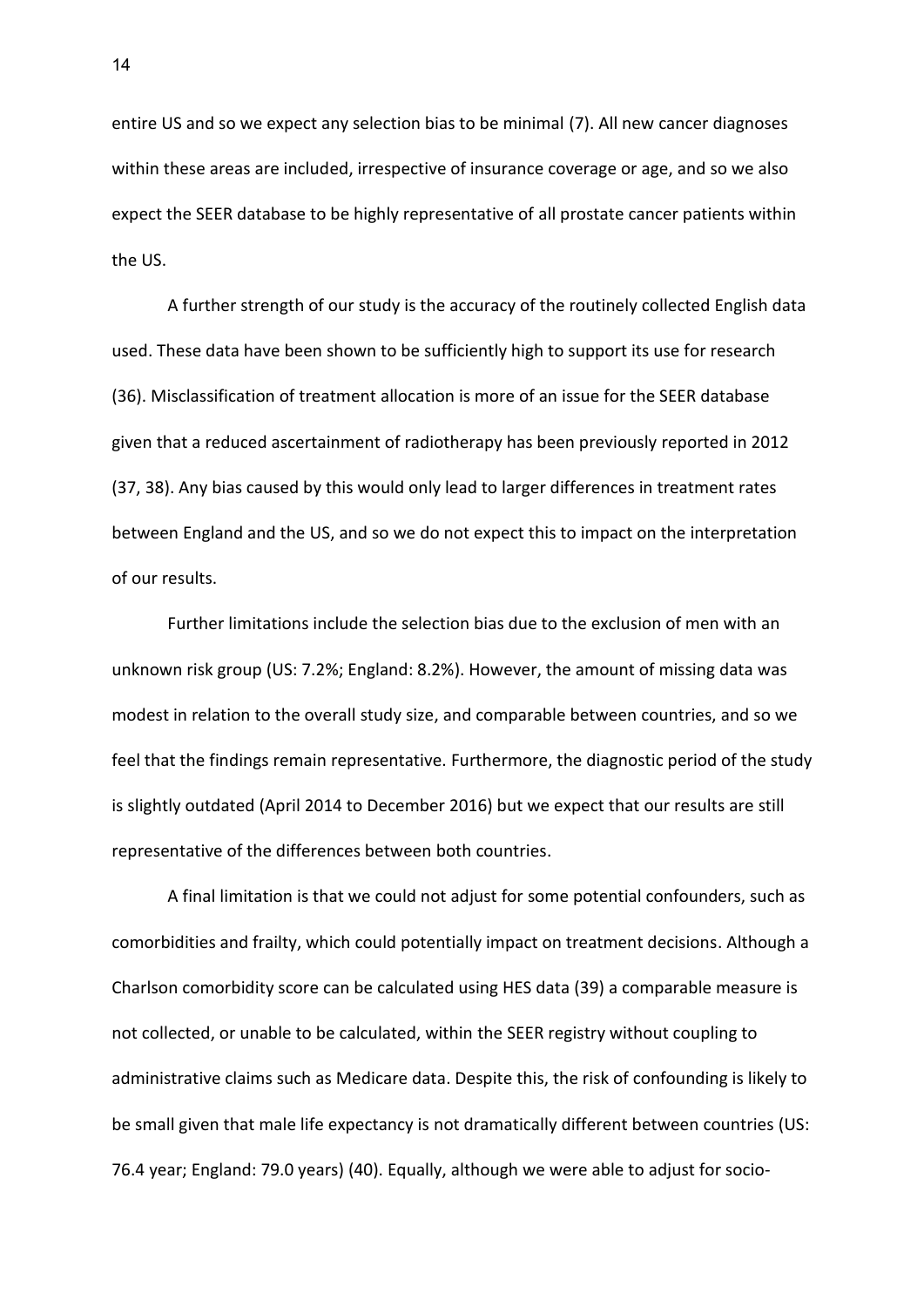entire US and so we expect any selection bias to be minimal (7). All new cancer diagnoses within these areas are included, irrespective of insurance coverage or age, and so we also expect the SEER database to be highly representative of all prostate cancer patients within the US.

A further strength of our study is the accuracy of the routinely collected English data used. These data have been shown to be sufficiently high to support its use for research (36). Misclassification of treatment allocation is more of an issue for the SEER database given that a reduced ascertainment of radiotherapy has been previously reported in 2012 (37, 38). Any bias caused by this would only lead to larger differences in treatment rates between England and the US, and so we do not expect this to impact on the interpretation of our results.

Further limitations include the selection bias due to the exclusion of men with an unknown risk group (US: 7.2%; England: 8.2%). However, the amount of missing data was modest in relation to the overall study size, and comparable between countries, and so we feel that the findings remain representative. Furthermore, the diagnostic period of the study is slightly outdated (April 2014 to December 2016) but we expect that our results are still representative of the differences between both countries.

A final limitation is that we could not adjust for some potential confounders, such as comorbidities and frailty, which could potentially impact on treatment decisions. Although a Charlson comorbidity score can be calculated using HES data (39) a comparable measure is not collected, or unable to be calculated, within the SEER registry without coupling to administrative claims such as Medicare data. Despite this, the risk of confounding is likely to be small given that male life expectancy is not dramatically different between countries (US: 76.4 year; England: 79.0 years) (40). Equally, although we were able to adjust for socio-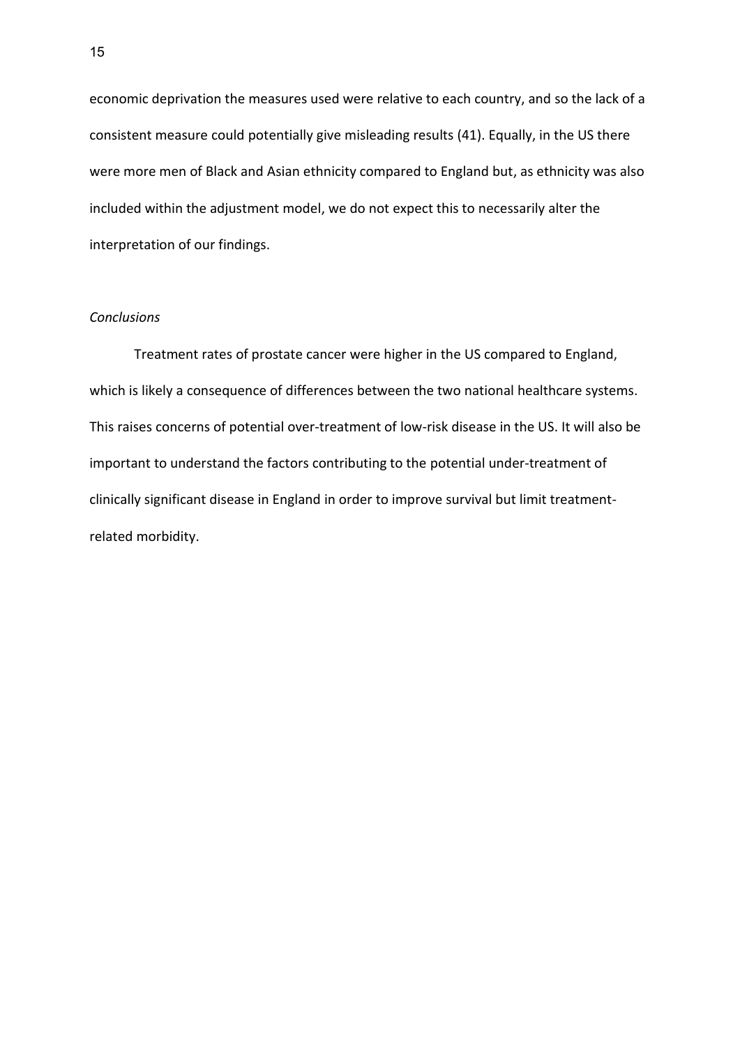economic deprivation the measures used were relative to each country, and so the lack of a consistent measure could potentially give misleading results (41). Equally, in the US there were more men of Black and Asian ethnicity compared to England but, as ethnicity was also included within the adjustment model, we do not expect this to necessarily alter the interpretation of our findings.

*Conclusions*

Treatment rates of prostate cancer were higher in the US compared to England, which is likely a consequence of differences between the two national healthcare systems. This raises concerns of potential over-treatment of low-risk disease in the US. It will also be important to understand the factors contributing to the potential under-treatment of clinically significant disease in England in order to improve survival but limit treatment-related morbidity.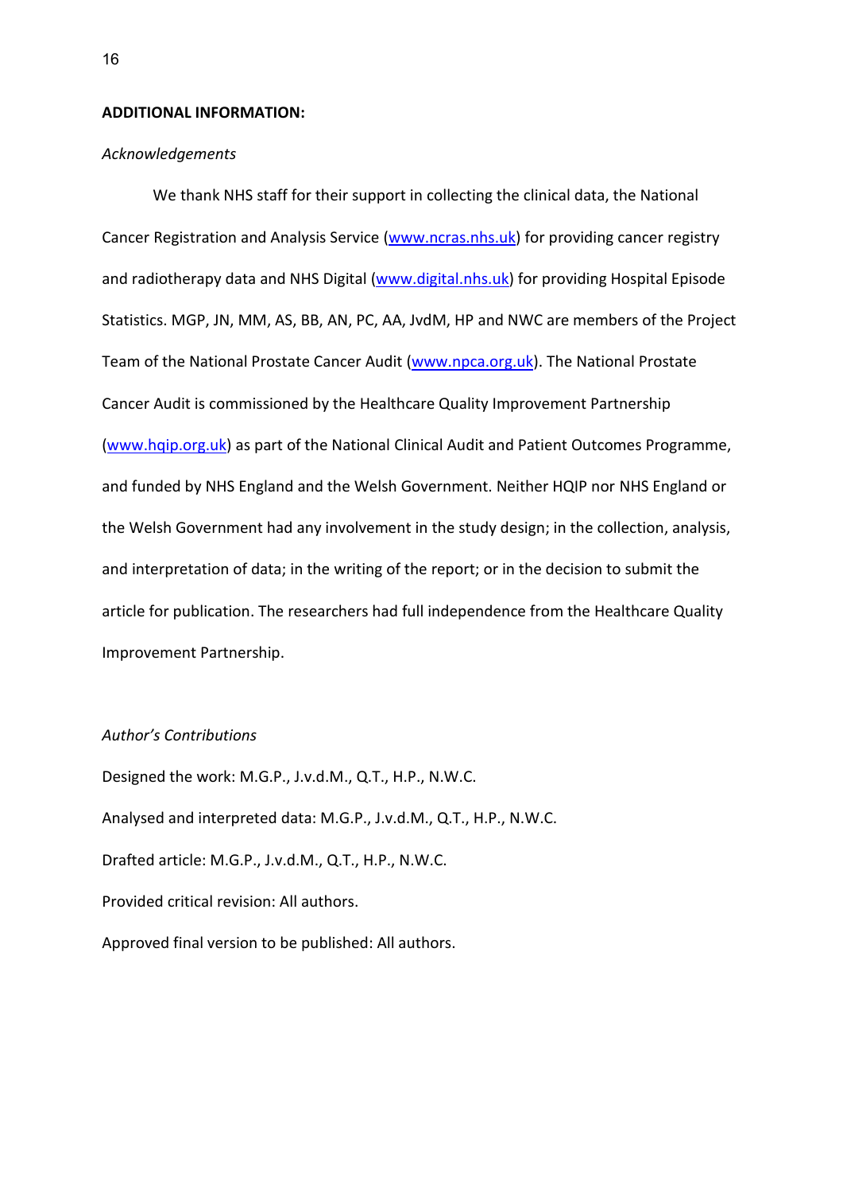**ADDITIONAL INFORMATION:**

*Acknowledgements*

We thank NHS staff for their support in collecting the clinical data, the National Cancer Registration and Analysis Service (www.ncras.nhs.uk) for providing cancer registry and radiotherapy data and NHS Digital (www.digital.nhs.uk) for providing Hospital Episode Statistics. MGP, JN, MM, AS, BB, AN, PC, AA, JvdM, HP and NWC are members of the Project Team of the National Prostate Cancer Audit (www.npca.org.uk). The National Prostate Cancer Audit is commissioned by the Healthcare Quality Improvement Partnership (www.hqip.org.uk) as part of the National Clinical Audit and Patient Outcomes Programme, and funded by NHS England and the Welsh Government. Neither HQIP nor NHS England or the Welsh Government had any involvement in the study design; in the collection, analysis, and interpretation of data; in the writing of the report; or in the decision to submit the article for publication. The researchers had full independence from the Healthcare Quality Improvement Partnership.

*Author's Contributions*

Designed the work: M.G.P., J.v.d.M., Q.T., H.P., N.W.C.

Analysed and interpreted data: M.G.P., J.v.d.M., Q.T., H.P., N.W.C.

Drafted article: M.G.P., J.v.d.M., Q.T., H.P., N.W.C.

Provided critical revision: All authors.

Approved final version to be published: All authors.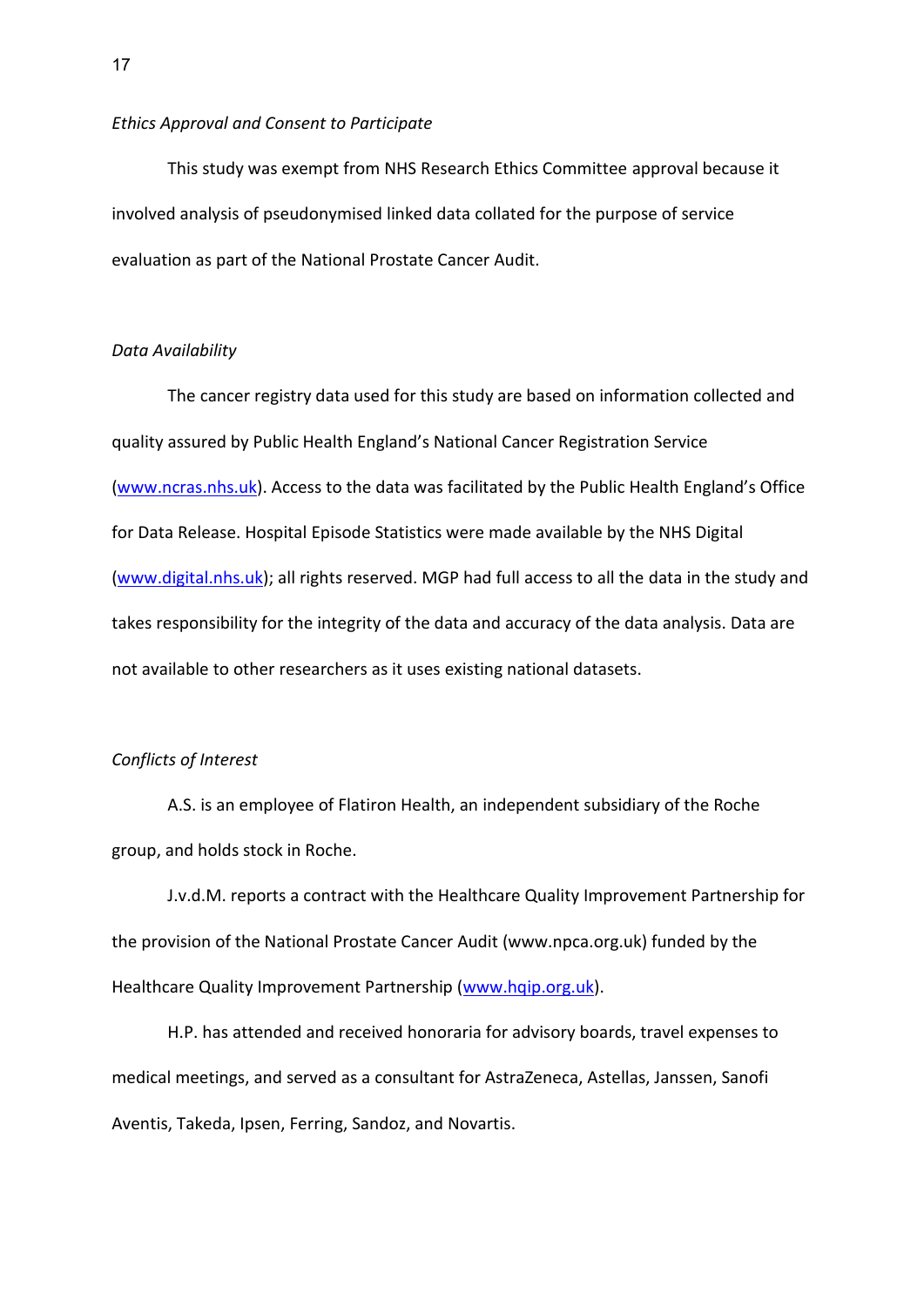*Ethics Approval and Consent to Participate*

This study was exempt from NHS Research Ethics Committee approval because it involved analysis of pseudonymised linked data collated for the purpose of service evaluation as part of the National Prostate Cancer Audit.

*Data Availability*

The cancer registry data used for this study are based on information collected and quality assured by Public Health England's National Cancer Registration Service (www.ncras.nhs.uk). Access to the data was facilitated by the Public Health England's Office for Data Release. Hospital Episode Statistics were made available by the NHS Digital (www.digital.nhs.uk); all rights reserved. MGP had full access to all the data in the study and takes responsibility for the integrity of the data and accuracy of the data analysis. Data are not available to other researchers as it uses existing national datasets.

*Conflicts of Interest*

A.S. is an employee of Flatiron Health, an independent subsidiary of the Roche group, and holds stock in Roche.

J.v.d.M. reports a contract with the Healthcare Quality Improvement Partnership for the provision of the National Prostate Cancer Audit (www.npca.org.uk) funded by the Healthcare Quality Improvement Partnership (www.hqip.org.uk).

H.P. has attended and received honoraria for advisory boards, travel expenses to medical meetings, and served as a consultant for AstraZeneca, Astellas, Janssen, Sanofi Aventis, Takeda, Ipsen, Ferring, Sandoz, and Novartis.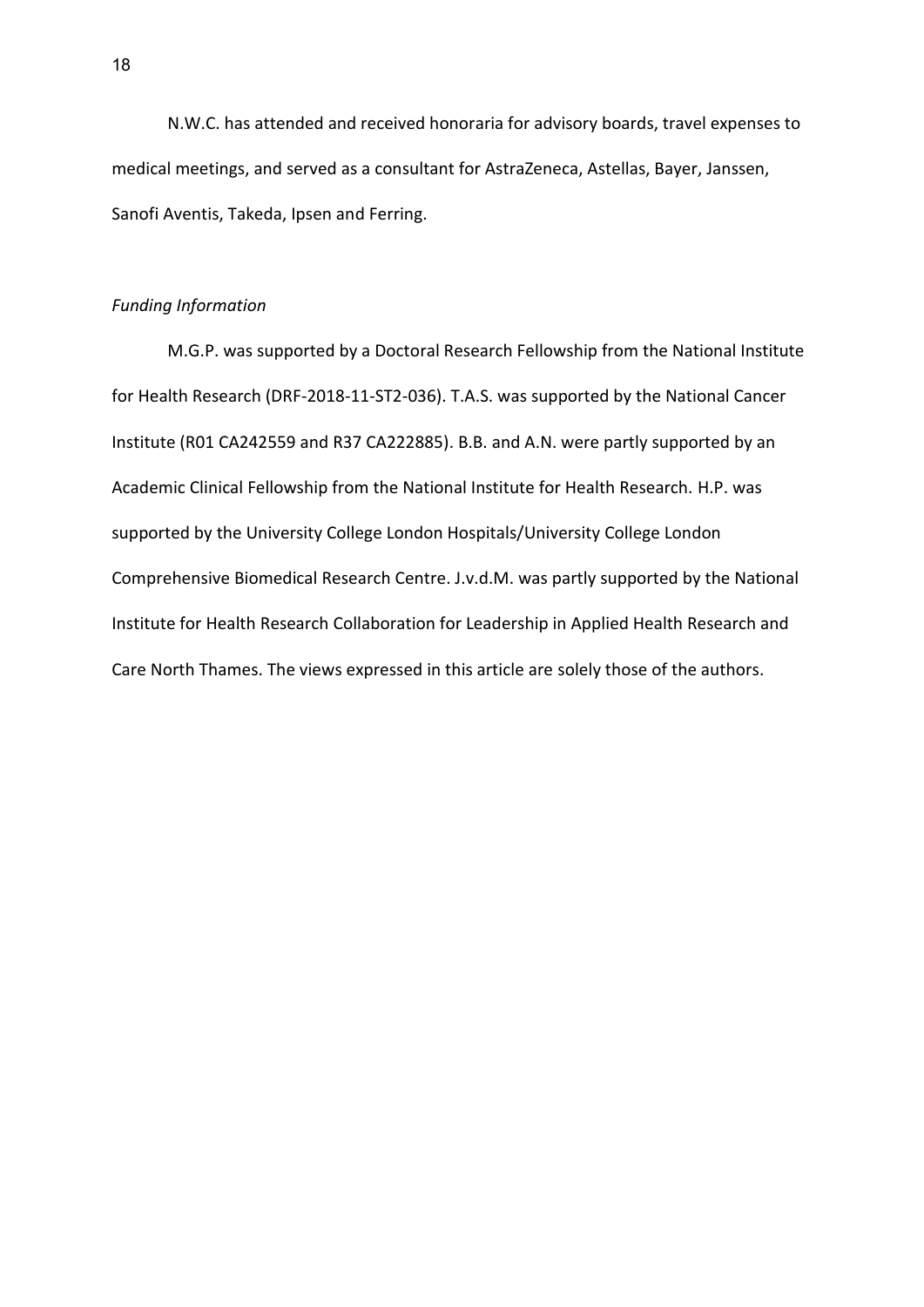N.W.C. has attended and received honoraria for advisory boards, travel expenses to medical meetings, and served as a consultant for AstraZeneca, Astellas, Bayer, Janssen, Sanofi Aventis, Takeda, Ipsen and Ferring.

*Funding Information*

M.G.P. was supported by a Doctoral Research Fellowship from the National Institute for Health Research (DRF-2018-11-ST2-036). T.A.S. was supported by the National Cancer Institute (R01 CA242559 and R37 CA222885). B.B. and A.N. were partly supported by an Academic Clinical Fellowship from the National Institute for Health Research. H.P. was supported by the University College London Hospitals/University College London Comprehensive Biomedical Research Centre. J.v.d.M. was partly supported by the National Institute for Health Research Collaboration for Leadership in Applied Health Research and Care North Thames. The views expressed in this article are solely those of the authors.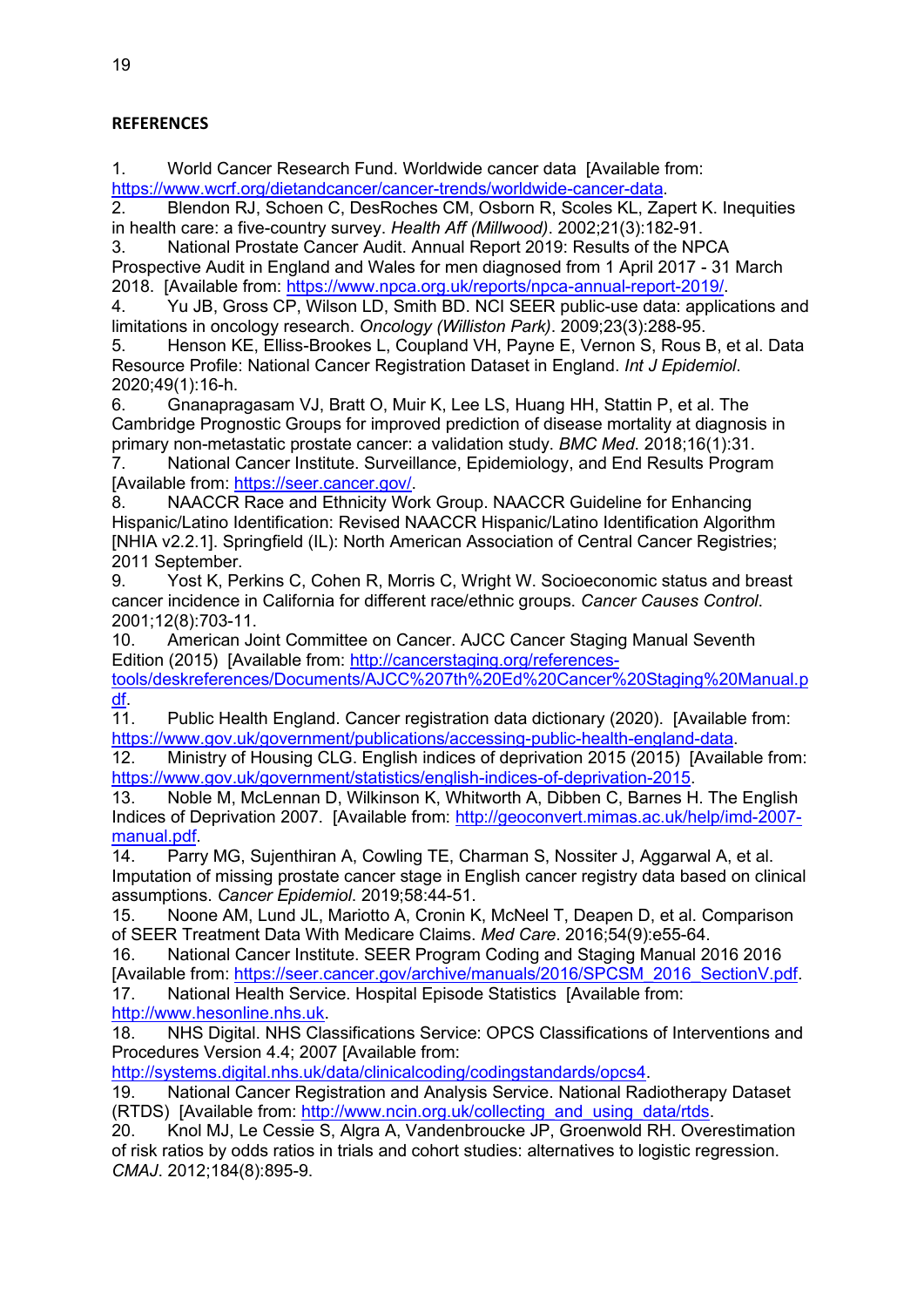## REFERENCES

1. World Cancer Research Fund. Worldwide cancer data [Available from: https://www.wcrf.org/dietandcancer/cancer-trends/worldwide-cancer-data.
2. Blendon RJ, Schoen C, DesRoches CM, Osborn R, Scoles KL, Zapert K. Inequities in health care: a five-country survey. *Health Aff (Millwood)*. 2002;21(3):182-91.
3. National Prostate Cancer Audit. Annual Report 2019: Results of the NPCA Prospective Audit in England and Wales for men diagnosed from 1 April 2017 - 31 March 2018. [Available from: https://www.npca.org.uk/reports/npca-annual-report-2019/.
4. Yu JB, Gross CP, Wilson LD, Smith BD. NCI SEER public-use data: applications and limitations in oncology research. *Oncology (Williston Park)*. 2009;23(3):288-95.
5. Henson KE, Elliss-Brookes L, Coupland VH, Payne E, Vernon S, Rous B, et al. Data Resource Profile: National Cancer Registration Dataset in England. *Int J Epidemiol*. 2020;49(1):16-h.
6. Gnanapragasam VJ, Bratt O, Muir K, Lee LS, Huang HH, Stattin P, et al. The Cambridge Prognostic Groups for improved prediction of disease mortality at diagnosis in primary non-metastatic prostate cancer: a validation study. *BMC Med*. 2018;16(1):31.
7. National Cancer Institute. Surveillance, Epidemiology, and End Results Program [Available from: https://seer.cancer.gov/.
8. NAACCR Race and Ethnicity Work Group. NAACCR Guideline for Enhancing Hispanic/Latino Identification: Revised NAACCR Hispanic/Latino Identification Algorithm [NHIA v2.2.1]. Springfield (IL): North American Association of Central Cancer Registries; 2011 September.
9. Yost K, Perkins C, Cohen R, Morris C, Wright W. Socioeconomic status and breast cancer incidence in California for different race/ethnic groups. *Cancer Causes Control*. 2001;12(8):703-11.
10. American Joint Committee on Cancer. AJCC Cancer Staging Manual Seventh Edition (2015) [Available from: http://cancerstaging.org/references-tools/deskreferences/Documents/AJCC%207th%20Ed%20Cancer%20Staging%20Manual.pdf.
11. Public Health England. Cancer registration data dictionary (2020). [Available from: https://www.gov.uk/government/publications/accessing-public-health-england-data.
12. Ministry of Housing CLG. English indices of deprivation 2015 (2015) [Available from: https://www.gov.uk/government/statistics/english-indices-of-deprivation-2015.
13. Noble M, McLennan D, Wilkinson K, Whitworth A, Dibben C, Barnes H. The English Indices of Deprivation 2007. [Available from: http://geoconvert.mimas.ac.uk/help/imd-2007-manual.pdf.
14. Parry MG, Sujenthiran A, Cowling TE, Charman S, Nossiter J, Aggarwal A, et al. Imputation of missing prostate cancer stage in English cancer registry data based on clinical assumptions. *Cancer Epidemiol*. 2019;58:44-51.
15. Noone AM, Lund JL, Mariotto A, Cronin K, McNeel T, Deapen D, et al. Comparison of SEER Treatment Data With Medicare Claims. *Med Care*. 2016;54(9):e55-64.
16. National Cancer Institute. SEER Program Coding and Staging Manual 2016 2016 [Available from: https://seer.cancer.gov/archive/manuals/2016/SPCSM_2016_SectionV.pdf.
17. National Health Service. Hospital Episode Statistics [Available from: http://www.hesonline.nhs.uk.
18. NHS Digital. NHS Classifications Service: OPCS Classifications of Interventions and Procedures Version 4.4; 2007 [Available from: http://systems.digital.nhs.uk/data/clinicalcoding/codingstandards/opcs4.
19. National Cancer Registration and Analysis Service. National Radiotherapy Dataset (RTDS) [Available from: http://www.ncin.org.uk/collecting_and_using_data/rtds.
20. Knol MJ, Le Cessie S, Algra A, Vandenbroucke JP, Groenwold RH. Overestimation of risk ratios by odds ratios in trials and cohort studies: alternatives to logistic regression. *CMAJ*. 2012;184(8):895-9.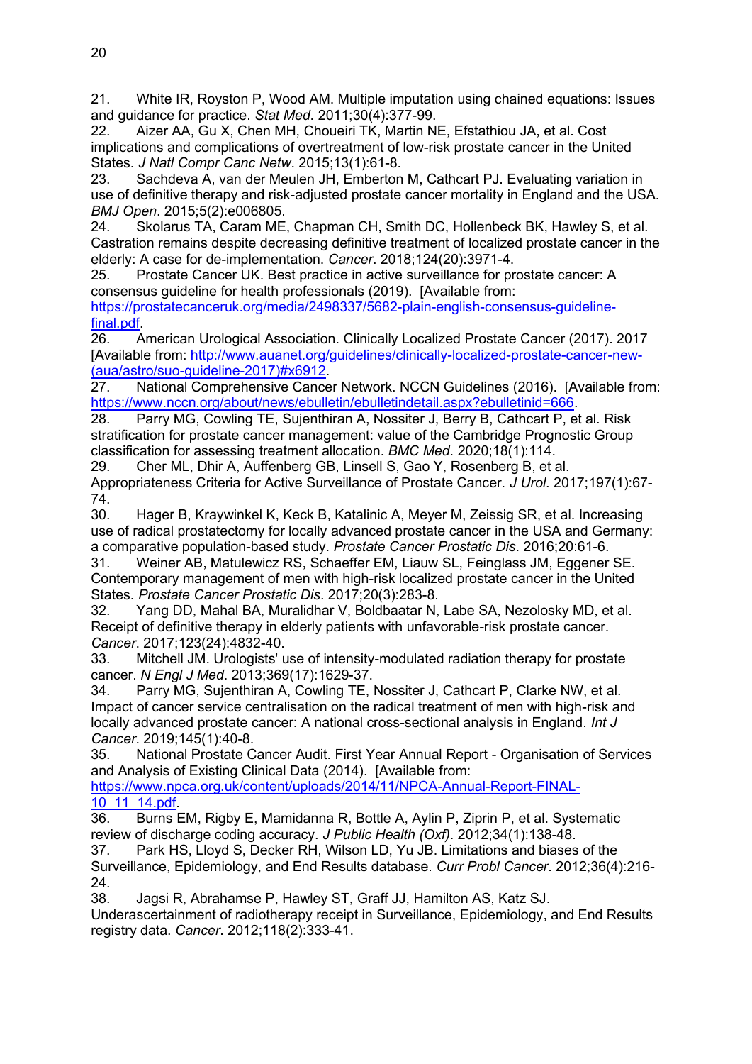21. White IR, Royston P, Wood AM. Multiple imputation using chained equations: Issues and guidance for practice. *Stat Med*. 2011;30(4):377-99.
22. Aizer AA, Gu X, Chen MH, Choueiri TK, Martin NE, Efstathiou JA, et al. Cost implications and complications of overtreatment of low-risk prostate cancer in the United States. *J Natl Compr Canc Netw*. 2015;13(1):61-8.
23. Sachdeva A, van der Meulen JH, Emberton M, Cathcart PJ. Evaluating variation in use of definitive therapy and risk-adjusted prostate cancer mortality in England and the USA. *BMJ Open*. 2015;5(2):e006805.
24. Skolarus TA, Caram ME, Chapman CH, Smith DC, Hollenbeck BK, Hawley S, et al. Castration remains despite decreasing definitive treatment of localized prostate cancer in the elderly: A case for de-implementation. *Cancer*. 2018;124(20):3971-4.
25. Prostate Cancer UK. Best practice in active surveillance for prostate cancer: A consensus guideline for health professionals (2019). [Available from: https://prostatecanceruk.org/media/2498337/5682-plain-english-consensus-guideline-final.pdf.
26. American Urological Association. Clinically Localized Prostate Cancer (2017). 2017 [Available from: http://www.auanet.org/guidelines/clinically-localized-prostate-cancer-new-(aua/astro/suo-guideline-2017)#x6912.
27. National Comprehensive Cancer Network. NCCN Guidelines (2016). [Available from: https://www.nccn.org/about/news/ebulletin/ebulletindetail.aspx?ebulletinid=666.
28. Parry MG, Cowling TE, Sujenthiran A, Nossiter J, Berry B, Cathcart P, et al. Risk stratification for prostate cancer management: value of the Cambridge Prognostic Group classification for assessing treatment allocation. *BMC Med*. 2020;18(1):114.
29. Cher ML, Dhir A, Auffenberg GB, Linsell S, Gao Y, Rosenberg B, et al. Appropriateness Criteria for Active Surveillance of Prostate Cancer. *J Urol*. 2017;197(1):67-74.
30. Hager B, Kraywinkel K, Keck B, Katalinic A, Meyer M, Zeissig SR, et al. Increasing use of radical prostatectomy for locally advanced prostate cancer in the USA and Germany: a comparative population-based study. *Prostate Cancer Prostatic Dis*. 2016;20:61-6.
31. Weiner AB, Matulewicz RS, Schaeffer EM, Liauw SL, Feinglass JM, Eggener SE. Contemporary management of men with high-risk localized prostate cancer in the United States. *Prostate Cancer Prostatic Dis*. 2017;20(3):283-8.
32. Yang DD, Mahal BA, Muralidhar V, Boldbaatar N, Labe SA, Nezolosky MD, et al. Receipt of definitive therapy in elderly patients with unfavorable-risk prostate cancer. *Cancer*. 2017;123(24):4832-40.
33. Mitchell JM. Urologists' use of intensity-modulated radiation therapy for prostate cancer. *N Engl J Med*. 2013;369(17):1629-37.
34. Parry MG, Sujenthiran A, Cowling TE, Nossiter J, Cathcart P, Clarke NW, et al. Impact of cancer service centralisation on the radical treatment of men with high-risk and locally advanced prostate cancer: A national cross-sectional analysis in England. *Int J Cancer*. 2019;145(1):40-8.
35. National Prostate Cancer Audit. First Year Annual Report - Organisation of Services and Analysis of Existing Clinical Data (2014). [Available from: https://www.npca.org.uk/content/uploads/2014/11/NPCA-Annual-Report-FINAL-10_11_14.pdf.
36. Burns EM, Rigby E, Mamidanna R, Bottle A, Aylin P, Ziprin P, et al. Systematic review of discharge coding accuracy. *J Public Health (Oxf)*. 2012;34(1):138-48.
37. Park HS, Lloyd S, Decker RH, Wilson LD, Yu JB. Limitations and biases of the Surveillance, Epidemiology, and End Results database. *Curr Probl Cancer*. 2012;36(4):216-24.
38. Jagsi R, Abrahamse P, Hawley ST, Graff JJ, Hamilton AS, Katz SJ. Underascertainment of radiotherapy receipt in Surveillance, Epidemiology, and End Results registry data. *Cancer*. 2012;118(2):333-41.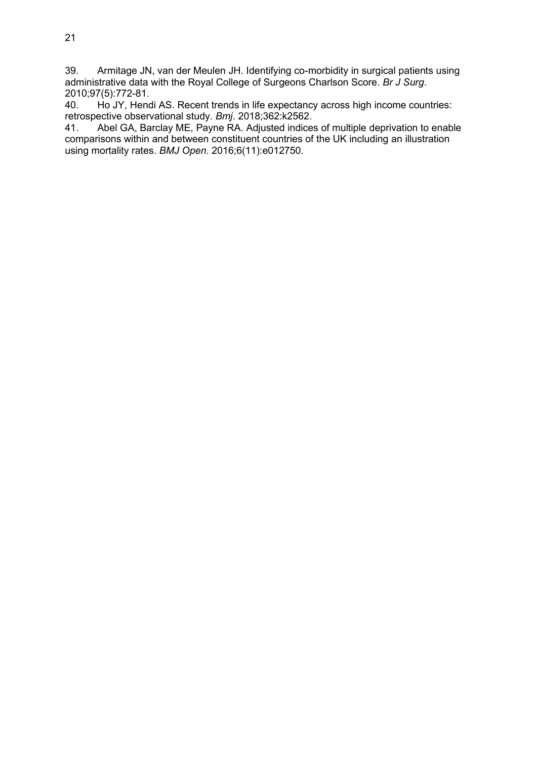39. Armitage JN, van der Meulen JH. Identifying co-morbidity in surgical patients using administrative data with the Royal College of Surgeons Charlson Score. *Br J Surg*. 2010;97(5):772-81.

40. Ho JY, Hendi AS. Recent trends in life expectancy across high income countries: retrospective observational study. *Bmj*. 2018;362:k2562.

41. Abel GA, Barclay ME, Payne RA. Adjusted indices of multiple deprivation to enable comparisons within and between constituent countries of the UK including an illustration using mortality rates. *BMJ Open*. 2016;6(11):e012750.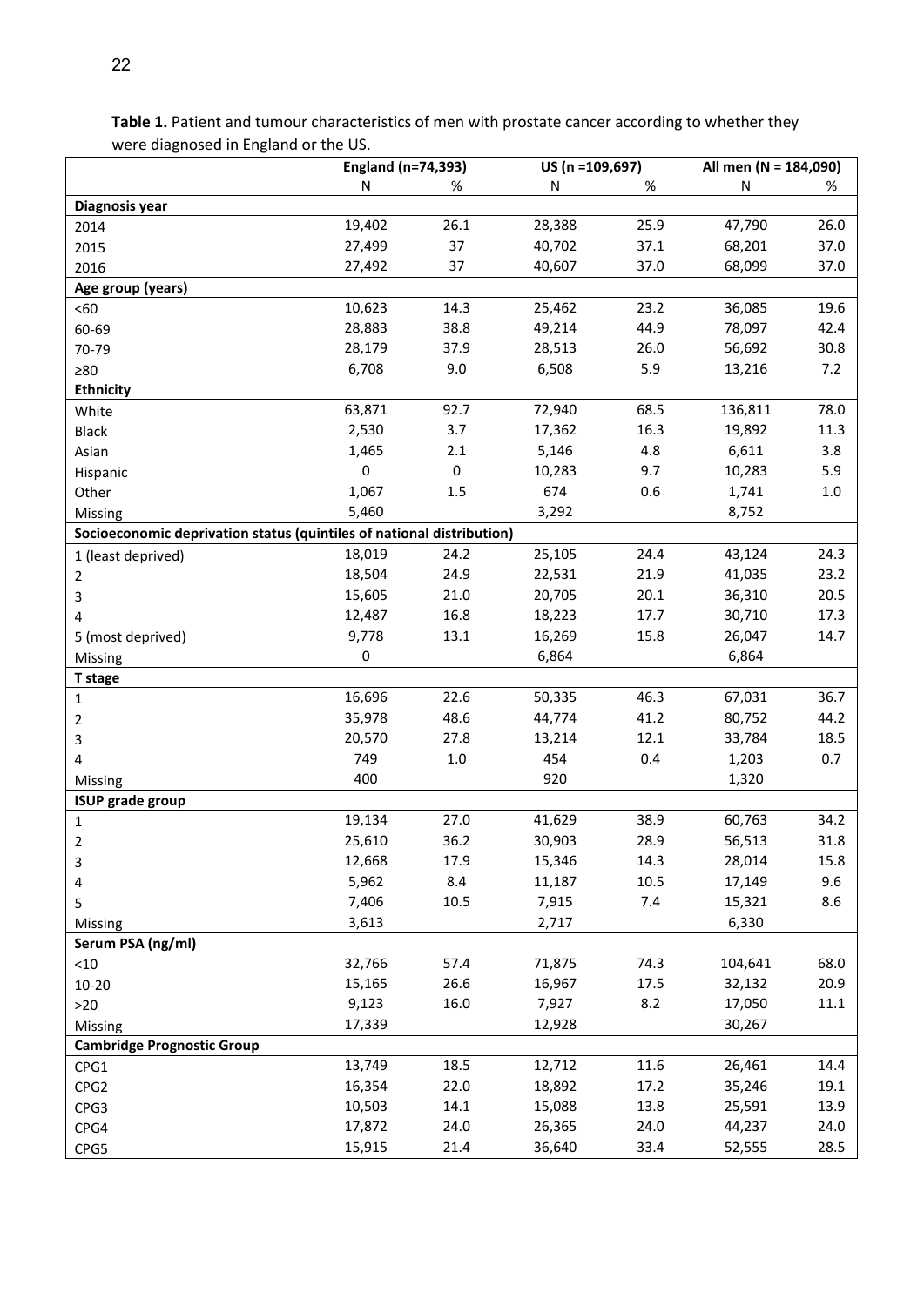**Table 1.** Patient and tumour characteristics of men with prostate cancer according to whether they were diagnosed in England or the US.

| | England (n=74,393) | | US (n =109,697) | | All men (N = 184,090) | |
|---|---|---|---|---|---|---|
| | N | % | N | % | N | % |
| **Diagnosis year** | | | | | | |
| 2014 | 19,402 | 26.1 | 28,388 | 25.9 | 47,790 | 26.0 |
| 2015 | 27,499 | 37 | 40,702 | 37.1 | 68,201 | 37.0 |
| 2016 | 27,492 | 37 | 40,607 | 37.0 | 68,099 | 37.0 |
| **Age group (years)** | | | | | | |
| <60 | 10,623 | 14.3 | 25,462 | 23.2 | 36,085 | 19.6 |
| 60-69 | 28,883 | 38.8 | 49,214 | 44.9 | 78,097 | 42.4 |
| 70-79 | 28,179 | 37.9 | 28,513 | 26.0 | 56,692 | 30.8 |
| ≥80 | 6,708 | 9.0 | 6,508 | 5.9 | 13,216 | 7.2 |
| **Ethnicity** | | | | | | |
| White | 63,871 | 92.7 | 72,940 | 68.5 | 136,811 | 78.0 |
| Black | 2,530 | 3.7 | 17,362 | 16.3 | 19,892 | 11.3 |
| Asian | 1,465 | 2.1 | 5,146 | 4.8 | 6,611 | 3.8 |
| Hispanic | 0 | 0 | 10,283 | 9.7 | 10,283 | 5.9 |
| Other | 1,067 | 1.5 | 674 | 0.6 | 1,741 | 1.0 |
| Missing | 5,460 | | 3,292 | | 8,752 | |
| **Socioeconomic deprivation status (quintiles of national distribution)** | | | | | | |
| 1 (least deprived) | 18,019 | 24.2 | 25,105 | 24.4 | 43,124 | 24.3 |
| 2 | 18,504 | 24.9 | 22,531 | 21.9 | 41,035 | 23.2 |
| 3 | 15,605 | 21.0 | 20,705 | 20.1 | 36,310 | 20.5 |
| 4 | 12,487 | 16.8 | 18,223 | 17.7 | 30,710 | 17.3 |
| 5 (most deprived) | 9,778 | 13.1 | 16,269 | 15.8 | 26,047 | 14.7 |
| Missing | 0 | | 6,864 | | 6,864 | |
| **T stage** | | | | | | |
| 1 | 16,696 | 22.6 | 50,335 | 46.3 | 67,031 | 36.7 |
| 2 | 35,978 | 48.6 | 44,774 | 41.2 | 80,752 | 44.2 |
| 3 | 20,570 | 27.8 | 13,214 | 12.1 | 33,784 | 18.5 |
| 4 | 749 | 1.0 | 454 | 0.4 | 1,203 | 0.7 |
| Missing | 400 | | 920 | | 1,320 | |
| **ISUP grade group** | | | | | | |
| 1 | 19,134 | 27.0 | 41,629 | 38.9 | 60,763 | 34.2 |
| 2 | 25,610 | 36.2 | 30,903 | 28.9 | 56,513 | 31.8 |
| 3 | 12,668 | 17.9 | 15,346 | 14.3 | 28,014 | 15.8 |
| 4 | 5,962 | 8.4 | 11,187 | 10.5 | 17,149 | 9.6 |
| 5 | 7,406 | 10.5 | 7,915 | 7.4 | 15,321 | 8.6 |
| Missing | 3,613 | | 2,717 | | 6,330 | |
| **Serum PSA (ng/ml)** | | | | | | |
| <10 | 32,766 | 57.4 | 71,875 | 74.3 | 104,641 | 68.0 |
| 10-20 | 15,165 | 26.6 | 16,967 | 17.5 | 32,132 | 20.9 |
| >20 | 9,123 | 16.0 | 7,927 | 8.2 | 17,050 | 11.1 |
| Missing | 17,339 | | 12,928 | | 30,267 | |
| **Cambridge Prognostic Group** | | | | | | |
| CPG1 | 13,749 | 18.5 | 12,712 | 11.6 | 26,461 | 14.4 |
| CPG2 | 16,354 | 22.0 | 18,892 | 17.2 | 35,246 | 19.1 |
| CPG3 | 10,503 | 14.1 | 15,088 | 13.8 | 25,591 | 13.9 |
| CPG4 | 17,872 | 24.0 | 26,365 | 24.0 | 44,237 | 24.0 |
| CPG5 | 15,915 | 21.4 | 36,640 | 33.4 | 52,555 | 28.5 |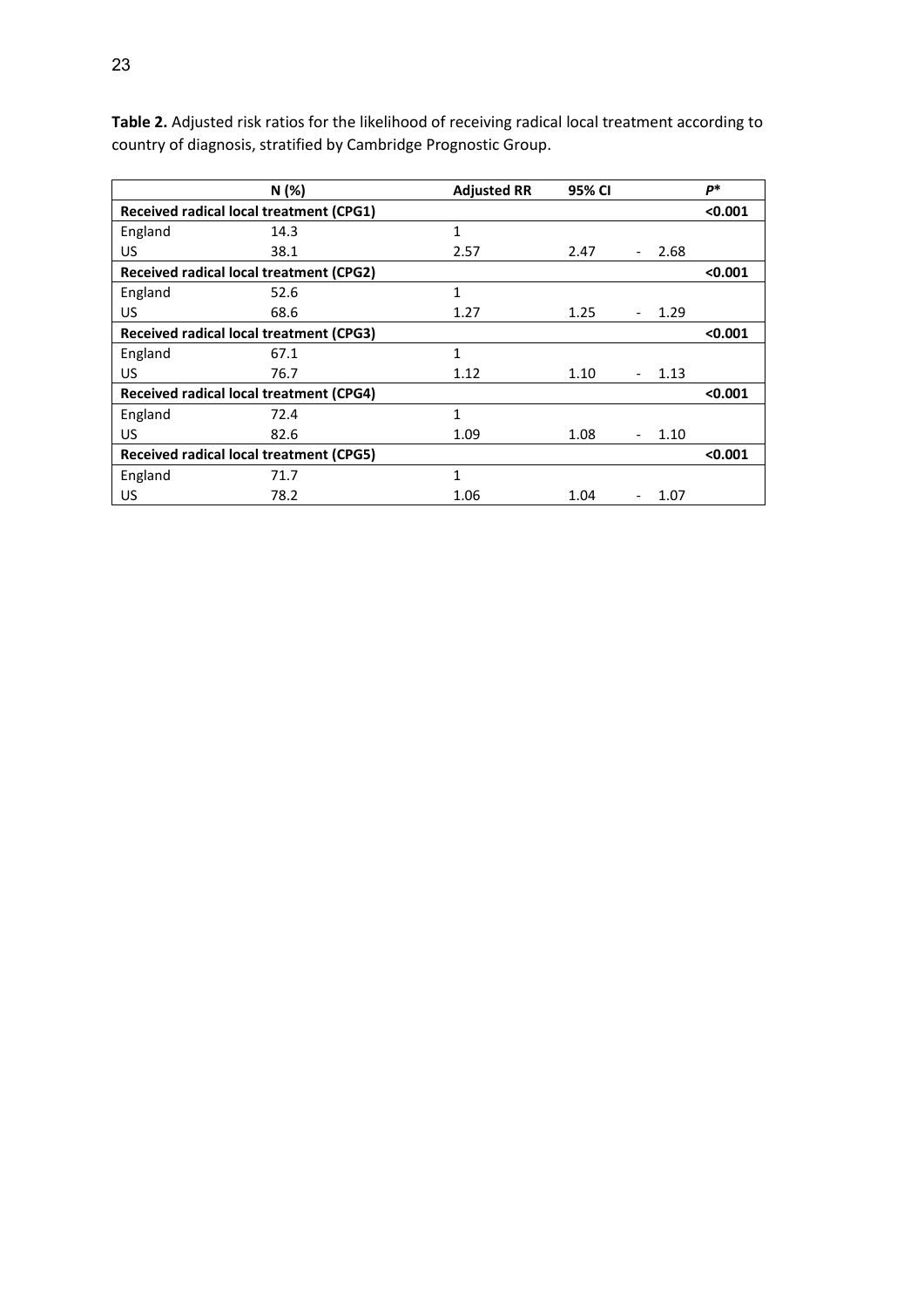**Table 2.** Adjusted risk ratios for the likelihood of receiving radical local treatment according to country of diagnosis, stratified by Cambridge Prognostic Group.

| | N (%) | Adjusted RR | 95% CI | *P** |
|---|---|---|---|---|
| **Received radical local treatment (CPG1)** | | | | **<0.001** |
| England | 14.3 | 1 | | |
| US | 38.1 | 2.57 | 2.47 - 2.68 | |
| **Received radical local treatment (CPG2)** | | | | **<0.001** |
| England | 52.6 | 1 | | |
| US | 68.6 | 1.27 | 1.25 - 1.29 | |
| **Received radical local treatment (CPG3)** | | | | **<0.001** |
| England | 67.1 | 1 | | |
| US | 76.7 | 1.12 | 1.10 - 1.13 | |
| **Received radical local treatment (CPG4)** | | | | **<0.001** |
| England | 72.4 | 1 | | |
| US | 82.6 | 1.09 | 1.08 - 1.10 | |
| **Received radical local treatment (CPG5)** | | | | **<0.001** |
| England | 71.7 | 1 | | |
| US | 78.2 | 1.06 | 1.04 - 1.07 | |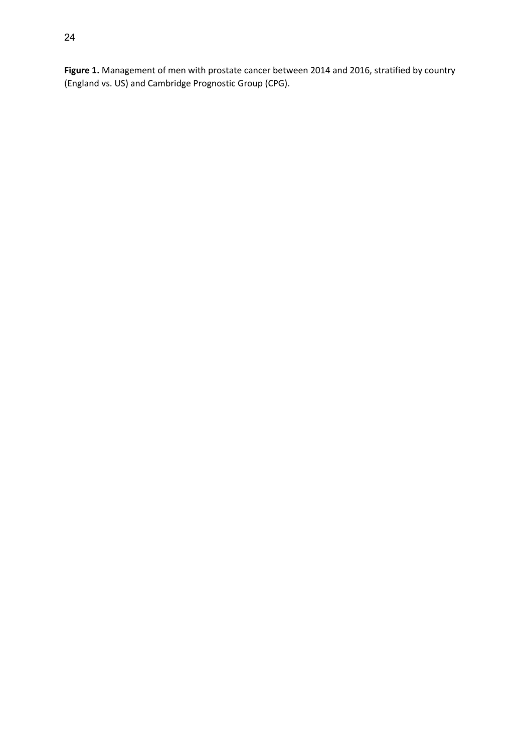**Figure 1.** Management of men with prostate cancer between 2014 and 2016, stratified by country (England vs. US) and Cambridge Prognostic Group (CPG).